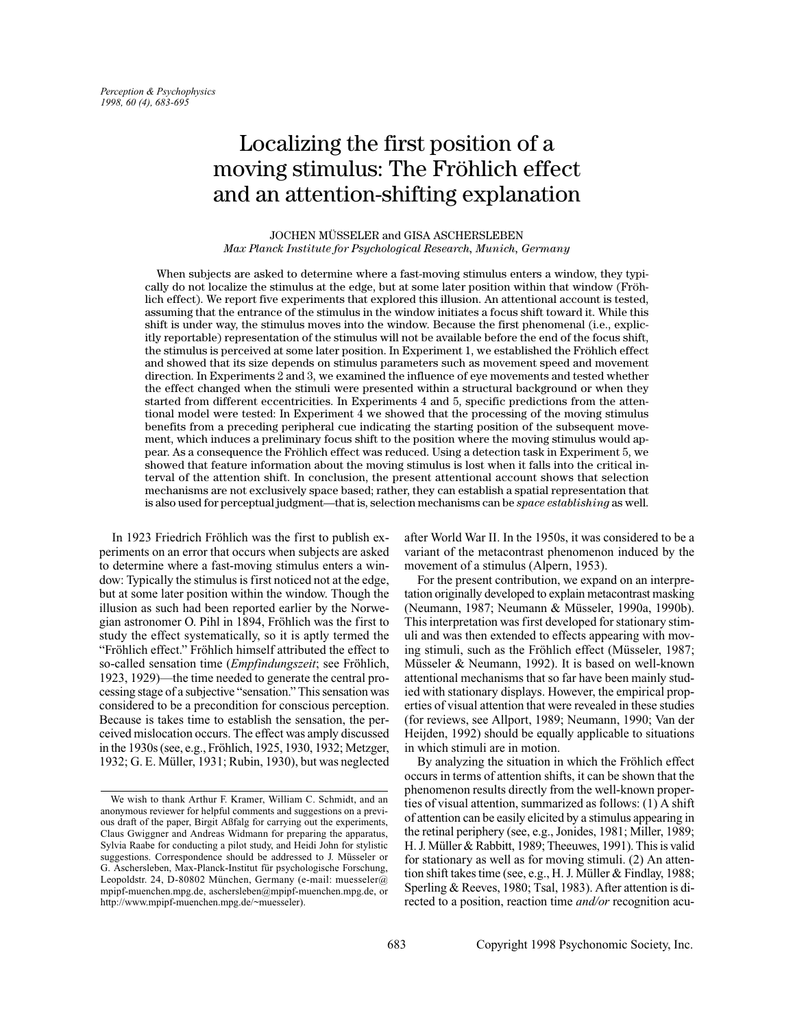# Localizing the first position of a moving stimulus: The Fröhlich effect and an attention-shifting explanation

JOCHEN MÜSSELER and GISA ASCHERSLEBEN

*Max Planck Institute for Psychological Research, Munich, Germany*

When subjects are asked to determine where a fast-moving stimulus enters a window, they typically do not localize the stimulus at the edge, but at some later position within that window (Fröhlich effect). We report five experiments that explored this illusion. An attentional account is tested, assuming that the entrance of the stimulus in the window initiates a focus shift toward it. While this shift is under way, the stimulus moves into the window. Because the first phenomenal (i.e., explicitly reportable) representation of the stimulus will not be available before the end of the focus shift, the stimulus is perceived at some later position. In Experiment 1, we established the Fröhlich effect and showed that its size depends on stimulus parameters such as movement speed and movement direction. In Experiments 2 and 3, we examined the influence of eye movements and tested whether the effect changed when the stimuli were presented within a structural background or when they started from different eccentricities. In Experiments 4 and 5, specific predictions from the attentional model were tested: In Experiment 4 we showed that the processing of the moving stimulus benefits from a preceding peripheral cue indicating the starting position of the subsequent movement, which induces a preliminary focus shift to the position where the moving stimulus would appear. As a consequence the Fröhlich effect was reduced. Using a detection task in Experiment 5, we showed that feature information about the moving stimulus is lost when it falls into the critical interval of the attention shift. In conclusion, the present attentional account shows that selection mechanisms are not exclusively space based; rather, they can establish a spatial representation that is also used for perceptual judgment—that is, selection mechanisms can be *space establishing* as well.

In 1923 Friedrich Fröhlich was the first to publish experiments on an error that occurs when subjects are asked to determine where a fast-moving stimulus enters a window: Typically the stimulus is first noticed not at the edge, but at some later position within the window. Though the illusion as such had been reported earlier by the Norwegian astronomer O. Pihl in 1894, Fröhlich was the first to study the effect systematically, so it is aptly termed the "Fröhlich effect." Fröhlich himself attributed the effect to so-called sensation time (*Empfindungszeit*; see Fröhlich, 1923, 1929)—the time needed to generate the central processing stage of a subjective "sensation." This sensation was considered to be a precondition for conscious perception. Because is takes time to establish the sensation, the perceived mislocation occurs. The effect was amply discussed in the 1930s (see, e.g., Fröhlich, 1925, 1930, 1932; Metzger, 1932; G. E. Müller, 1931; Rubin, 1930), but was neglected after World War II. In the 1950s, it was considered to be a variant of the metacontrast phenomenon induced by the movement of a stimulus (Alpern, 1953).

For the present contribution, we expand on an interpretation originally developed to explain metacontrast masking (Neumann, 1987; Neumann & Müsseler, 1990a, 1990b). This interpretation was first developed for stationary stimuli and was then extended to effects appearing with moving stimuli, such as the Fröhlich effect (Müsseler, 1987; Müsseler & Neumann, 1992). It is based on well-known attentional mechanisms that so far have been mainly studied with stationary displays. However, the empirical properties of visual attention that were revealed in these studies (for reviews, see Allport, 1989; Neumann, 1990; Van der Heijden, 1992) should be equally applicable to situations in which stimuli are in motion.

By analyzing the situation in which the Fröhlich effect occurs in terms of attention shifts, it can be shown that the phenomenon results directly from the well-known properties of visual attention, summarized as follows: (1) A shift of attention can be easily elicited by a stimulus appearing in the retinal periphery (see, e.g., Jonides, 1981; Miller, 1989; H. J. Müller & Rabbitt, 1989; Theeuwes, 1991). This is valid for stationary as well as for moving stimuli. (2) An attention shift takes time (see, e.g., H. J. Müller & Findlay, 1988; Sperling & Reeves, 1980; Tsal, 1983). After attention is directed to a position, reaction time *and/or* recognition accu-

---

We wish to thank Arthur F. Kramer, William C. Schmidt, and an anonymous reviewer for helpful comments and suggestions on a previous draft of the paper, Birgit Aßfalg for carrying out the experiments, Claus Gwiggner and Andreas Widmann for preparing the apparatus, Sylvia Raabe for conducting a pilot study, and Heidi John for stylistic suggestions. Correspondence should be addressed to J. Müsseler or G. Aschersleben, Max-Planck-Institut für psychologische Forschung, Leopoldstr. 24, D-80802 München, Germany (e-mail: muesseler@mpipf-muenchen.mpg.de, aschersleben@mpipf-muenchen.mpg.de, or http://www.mpipf-muenchen.mpg.de/~muesseler).

Copyright 1998 Psychonomic Society, Inc.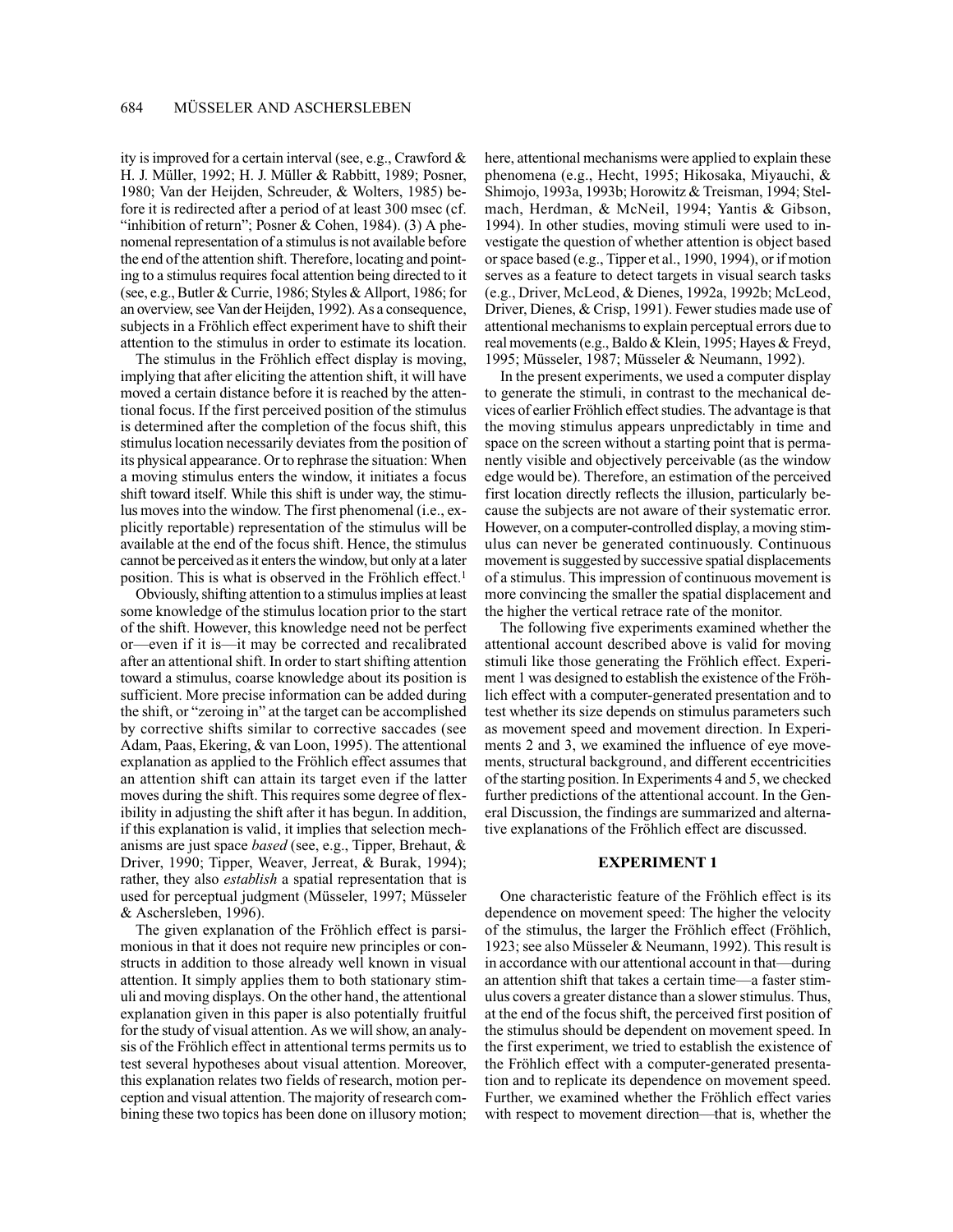ity is improved for a certain interval (see, e.g., Crawford & H. J. Müller, 1992; H. J. Müller & Rabbitt, 1989; Posner, 1980; Van der Heijden, Schreuder, & Wolters, 1985) before it is redirected after a period of at least 300 msec (cf. "inhibition of return"; Posner & Cohen, 1984). (3) A phenomenal representation of a stimulus is not available before the end of the attention shift. Therefore, locating and pointing to a stimulus requires focal attention being directed to it (see, e.g., Butler & Currie, 1986; Styles & Allport, 1986; for an overview, see Van der Heijden, 1992). As a consequence, subjects in a Fröhlich effect experiment have to shift their attention to the stimulus in order to estimate its location.

The stimulus in the Fröhlich effect display is moving, implying that after eliciting the attention shift, it will have moved a certain distance before it is reached by the attentional focus. If the first perceived position of the stimulus is determined after the completion of the focus shift, this stimulus location necessarily deviates from the position of its physical appearance. Or to rephrase the situation: When a moving stimulus enters the window, it initiates a focus shift toward itself. While this shift is under way, the stimulus moves into the window. The first phenomenal (i.e., explicitly reportable) representation of the stimulus will be available at the end of the focus shift. Hence, the stimulus cannot be perceived as it enters the window, but only at a later position. This is what is observed in the Fröhlich effect.[1]

Obviously, shifting attention to a stimulus implies at least some knowledge of the stimulus location prior to the start of the shift. However, this knowledge need not be perfect or—even if it is—it may be corrected and recalibrated after an attentional shift. In order to start shifting attention toward a stimulus, coarse knowledge about its position is sufficient. More precise information can be added during the shift, or "zeroing in" at the target can be accomplished by corrective shifts similar to corrective saccades (see Adam, Paas, Ekering, & van Loon, 1995). The attentional explanation as applied to the Fröhlich effect assumes that an attention shift can attain its target even if the latter moves during the shift. This requires some degree of flexibility in adjusting the shift after it has begun. In addition, if this explanation is valid, it implies that selection mechanisms are just space *based* (see, e.g., Tipper, Brehaut, & Driver, 1990; Tipper, Weaver, Jerreat, & Burak, 1994); rather, they also *establish* a spatial representation that is used for perceptual judgment (Müsseler, 1997; Müsseler & Aschersleben, 1996).

The given explanation of the Fröhlich effect is parsimonious in that it does not require new principles or constructs in addition to those already well known in visual attention. It simply applies them to both stationary stimuli and moving displays. On the other hand, the attentional explanation given in this paper is also potentially fruitful for the study of visual attention. As we will show, an analysis of the Fröhlich effect in attentional terms permits us to test several hypotheses about visual attention. Moreover, this explanation relates two fields of research, motion perception and visual attention. The majority of research combining these two topics has been done on illusory motion; here, attentional mechanisms were applied to explain these phenomena (e.g., Hecht, 1995; Hikosaka, Miyauchi, & Shimojo, 1993a, 1993b; Horowitz & Treisman, 1994; Stelmach, Herdman, & McNeil, 1994; Yantis & Gibson, 1994). In other studies, moving stimuli were used to investigate the question of whether attention is object based or space based (e.g., Tipper et al., 1990, 1994), or if motion serves as a feature to detect targets in visual search tasks (e.g., Driver, McLeod, & Dienes, 1992a, 1992b; McLeod, Driver, Dienes, & Crisp, 1991). Fewer studies made use of attentional mechanisms to explain perceptual errors due to real movements (e.g., Baldo & Klein, 1995; Hayes & Freyd, 1995; Müsseler, 1987; Müsseler & Neumann, 1992).

In the present experiments, we used a computer display to generate the stimuli, in contrast to the mechanical devices of earlier Fröhlich effect studies. The advantage is that the moving stimulus appears unpredictably in time and space on the screen without a starting point that is permanently visible and objectively perceivable (as the window edge would be). Therefore, an estimation of the perceived first location directly reflects the illusion, particularly because the subjects are not aware of their systematic error. However, on a computer-controlled display, a moving stimulus can never be generated continuously. Continuous movement is suggested by successive spatial displacements of a stimulus. This impression of continuous movement is more convincing the smaller the spatial displacement and the higher the vertical retrace rate of the monitor.

The following five experiments examined whether the attentional account described above is valid for moving stimuli like those generating the Fröhlich effect. Experiment 1 was designed to establish the existence of the Fröhlich effect with a computer-generated presentation and to test whether its size depends on stimulus parameters such as movement speed and movement direction. In Experiments 2 and 3, we examined the influence of eye movements, structural background, and different eccentricities of the starting position. In Experiments 4 and 5, we checked further predictions of the attentional account. In the General Discussion, the findings are summarized and alternative explanations of the Fröhlich effect are discussed.

## EXPERIMENT 1

One characteristic feature of the Fröhlich effect is its dependence on movement speed: The higher the velocity of the stimulus, the larger the Fröhlich effect (Fröhlich, 1923; see also Müsseler & Neumann, 1992). This result is in accordance with our attentional account in that—during an attention shift that takes a certain time—a faster stimulus covers a greater distance than a slower stimulus. Thus, at the end of the focus shift, the perceived first position of the stimulus should be dependent on movement speed. In the first experiment, we tried to establish the existence of the Fröhlich effect with a computer-generated presentation and to replicate its dependence on movement speed. Further, we examined whether the Fröhlich effect varies with respect to movement direction—that is, whether the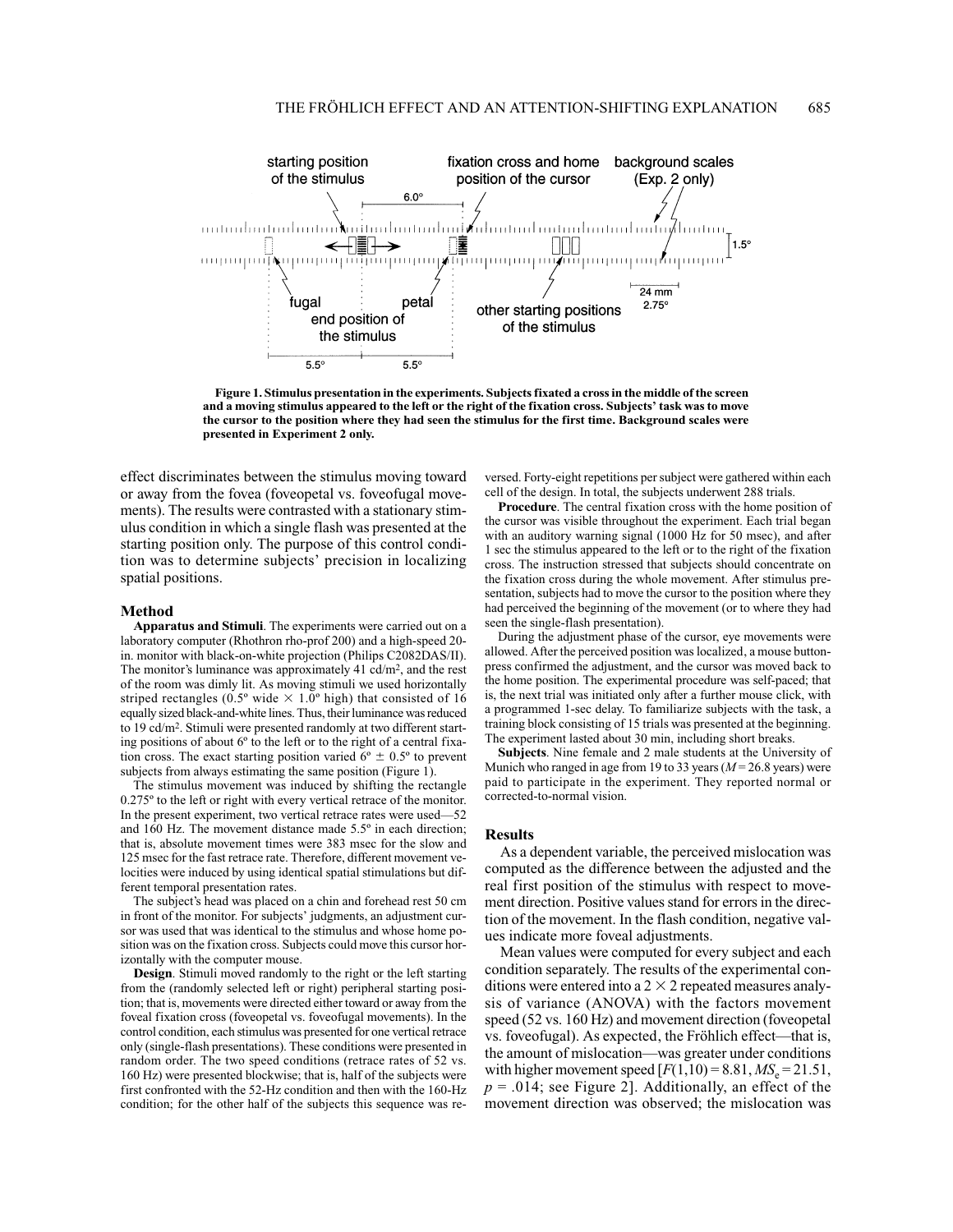Figure 1. Stimulus presentation in the experiments. Subjects fixated a cross in the middle of the screen and a moving stimulus appeared to the left or the right of the fixation cross. Subjects' task was to move the cursor to the position where they had seen the stimulus for the first time. Background scales were presented in Experiment 2 only.

effect discriminates between the stimulus moving toward or away from the fovea (foveopetal vs. foveofugal movements). The results were contrasted with a stationary stimulus condition in which a single flash was presented at the starting position only. The purpose of this control condition was to determine subjects' precision in localizing spatial positions.

### Method

**Apparatus and Stimuli**. The experiments were carried out on a laboratory computer (Rhothron rho-prof 200) and a high-speed 20-in. monitor with black-on-white projection (Philips C2082DAS/II). The monitor's luminance was approximately 41 cd/m$^2$, and the rest of the room was dimly lit. As moving stimuli we used horizontally striped rectangles (0.5º wide × 1.0º high) that consisted of 16 equally sized black-and-white lines. Thus, their luminance was reduced to 19 cd/m$^2$. Stimuli were presented randomly at two different starting positions of about 6º to the left or to the right of a central fixation cross. The exact starting position varied 6º ± 0.5º to prevent subjects from always estimating the same position (Figure 1).

The stimulus movement was induced by shifting the rectangle 0.275º to the left or right with every vertical retrace of the monitor. In the present experiment, two vertical retrace rates were used—52 and 160 Hz. The movement distance made 5.5º in each direction; that is, absolute movement times were 383 msec for the slow and 125 msec for the fast retrace rate. Therefore, different movement velocities were induced by using identical spatial stimulations but different temporal presentation rates.

The subject's head was placed on a chin and forehead rest 50 cm in front of the monitor. For subjects' judgments, an adjustment cursor was used that was identical to the stimulus and whose home position was on the fixation cross. Subjects could move this cursor horizontally with the computer mouse.

**Design**. Stimuli moved randomly to the right or the left starting from the (randomly selected left or right) peripheral starting position; that is, movements were directed either toward or away from the foveal fixation cross (foveopetal vs. foveofugal movements). In the control condition, each stimulus was presented for one vertical retrace only (single-flash presentations). These conditions were presented in random order. The two speed conditions (retrace rates of 52 vs. 160 Hz) were presented blockwise; that is, half of the subjects were first confronted with the 52-Hz condition and then with the 160-Hz condition; for the other half of the subjects this sequence was reversed. Forty-eight repetitions per subject were gathered within each cell of the design. In total, the subjects underwent 288 trials.

**Procedure**. The central fixation cross with the home position of the cursor was visible throughout the experiment. Each trial began with an auditory warning signal (1000 Hz for 50 msec), and after 1 sec the stimulus appeared to the left or to the right of the fixation cross. The instruction stressed that subjects should concentrate on the fixation cross during the whole movement. After stimulus presentation, subjects had to move the cursor to the position where they had perceived the beginning of the movement (or to where they had seen the single-flash presentation).

During the adjustment phase of the cursor, eye movements were allowed. After the perceived position was localized, a mouse buttonpress confirmed the adjustment, and the cursor was moved back to the home position. The experimental procedure was self-paced; that is, the next trial was initiated only after a further mouse click, with a programmed 1-sec delay. To familiarize subjects with the task, a training block consisting of 15 trials was presented at the beginning. The experiment lasted about 30 min, including short breaks.

**Subjects**. Nine female and 2 male students at the University of Munich who ranged in age from 19 to 33 years ($M$ = 26.8 years) were paid to participate in the experiment. They reported normal or corrected-to-normal vision.

### Results

As a dependent variable, the perceived mislocation was computed as the difference between the adjusted and the real first position of the stimulus with respect to movement direction. Positive values stand for errors in the direction of the movement. In the flash condition, negative values indicate more foveal adjustments.

Mean values were computed for every subject and each condition separately. The results of the experimental conditions were entered into a 2 × 2 repeated measures analysis of variance (ANOVA) with the factors movement speed (52 vs. 160 Hz) and movement direction (foveopetal vs. foveofugal). As expected, the Fröhlich effect—that is, the amount of mislocation—was greater under conditions with higher movement speed [$F(1,10) = 8.81$, $MS_e = 21.51$, $p = .014$; see Figure 2]. Additionally, an effect of the movement direction was observed; the mislocation was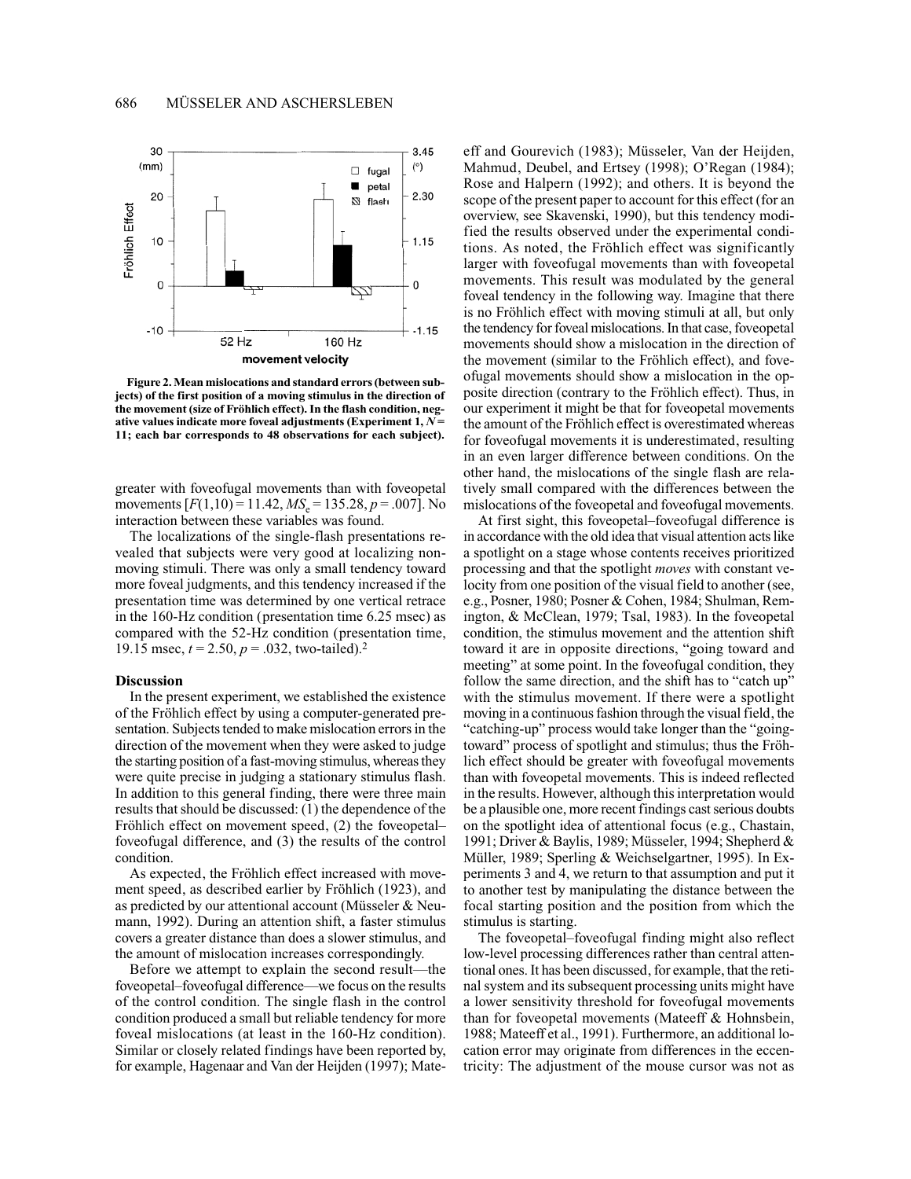Figure 2. Mean mislocations and standard errors (between subjects) of the first position of a moving stimulus in the direction of the movement (size of Fröhlich effect). In the flash condition, negative values indicate more foveal adjustments (Experiment 1, $N = 11$; each bar corresponds to 48 observations for each subject).

greater with foveofugal movements than with foveopetal movements [$F(1,10) = 11.42$, $MS_e = 135.28$, $p = .007$]. No interaction between these variables was found.

The localizations of the single-flash presentations revealed that subjects were very good at localizing nonmoving stimuli. There was only a small tendency toward more foveal judgments, and this tendency increased if the presentation time was determined by one vertical retrace in the 160-Hz condition (presentation time 6.25 msec) as compared with the 52-Hz condition (presentation time, 19.15 msec, $t = 2.50$, $p = .032$, two-tailed).[2]

### Discussion

In the present experiment, we established the existence of the Fröhlich effect by using a computer-generated presentation. Subjects tended to make mislocation errors in the direction of the movement when they were asked to judge the starting position of a fast-moving stimulus, whereas they were quite precise in judging a stationary stimulus flash. In addition to this general finding, there were three main results that should be discussed: (1) the dependence of the Fröhlich effect on movement speed, (2) the foveopetal–foveofugal difference, and (3) the results of the control condition.

As expected, the Fröhlich effect increased with movement speed, as described earlier by Fröhlich (1923), and as predicted by our attentional account (Müsseler & Neumann, 1992). During an attention shift, a faster stimulus covers a greater distance than does a slower stimulus, and the amount of mislocation increases correspondingly.

Before we attempt to explain the second result—the foveopetal–foveofugal difference—we focus on the results of the control condition. The single flash in the control condition produced a small but reliable tendency for more foveal mislocations (at least in the 160-Hz condition). Similar or closely related findings have been reported by, for example, Hagenaar and Van der Heijden (1997); Mateeff and Gourevich (1983); Müsseler, Van der Heijden, Mahmud, Deubel, and Ertsey (1998); O'Regan (1984); Rose and Halpern (1992); and others. It is beyond the scope of the present paper to account for this effect (for an overview, see Skavenski, 1990), but this tendency modified the results observed under the experimental conditions. As noted, the Fröhlich effect was significantly larger with foveofugal movements than with foveopetal movements. This result was modulated by the general foveal tendency in the following way. Imagine that there is no Fröhlich effect with moving stimuli at all, but only the tendency for foveal mislocations. In that case, foveopetal movements should show a mislocation in the direction of the movement (similar to the Fröhlich effect), and foveofugal movements should show a mislocation in the opposite direction (contrary to the Fröhlich effect). Thus, in our experiment it might be that for foveopetal movements the amount of the Fröhlich effect is overestimated whereas for foveofugal movements it is underestimated, resulting in an even larger difference between conditions. On the other hand, the mislocations of the single flash are relatively small compared with the differences between the mislocations of the foveopetal and foveofugal movements.

At first sight, this foveopetal–foveofugal difference is in accordance with the old idea that visual attention acts like a spotlight on a stage whose contents receives prioritized processing and that the spotlight *moves* with constant velocity from one position of the visual field to another (see, e.g., Posner, 1980; Posner & Cohen, 1984; Shulman, Remington, & McClean, 1979; Tsal, 1983). In the foveopetal condition, the stimulus movement and the attention shift toward it are in opposite directions, "going toward and meeting" at some point. In the foveofugal condition, they follow the same direction, and the shift has to "catch up" with the stimulus movement. If there were a spotlight moving in a continuous fashion through the visual field, the "catching-up" process would take longer than the "going-toward" process of spotlight and stimulus; thus the Fröhlich effect should be greater with foveofugal movements than with foveopetal movements. This is indeed reflected in the results. However, although this interpretation would be a plausible one, more recent findings cast serious doubts on the spotlight idea of attentional focus (e.g., Chastain, 1991; Driver & Baylis, 1989; Müsseler, 1994; Shepherd & Müller, 1989; Sperling & Weichselgartner, 1995). In Experiments 3 and 4, we return to that assumption and put it to another test by manipulating the distance between the focal starting position and the position from which the stimulus is starting.

The foveopetal–foveofugal finding might also reflect low-level processing differences rather than central attentional ones. It has been discussed, for example, that the retinal system and its subsequent processing units might have a lower sensitivity threshold for foveofugal movements than for foveopetal movements (Mateeff & Hohnsbein, 1988; Mateeff et al., 1991). Furthermore, an additional location error may originate from differences in the eccentricity: The adjustment of the mouse cursor was not as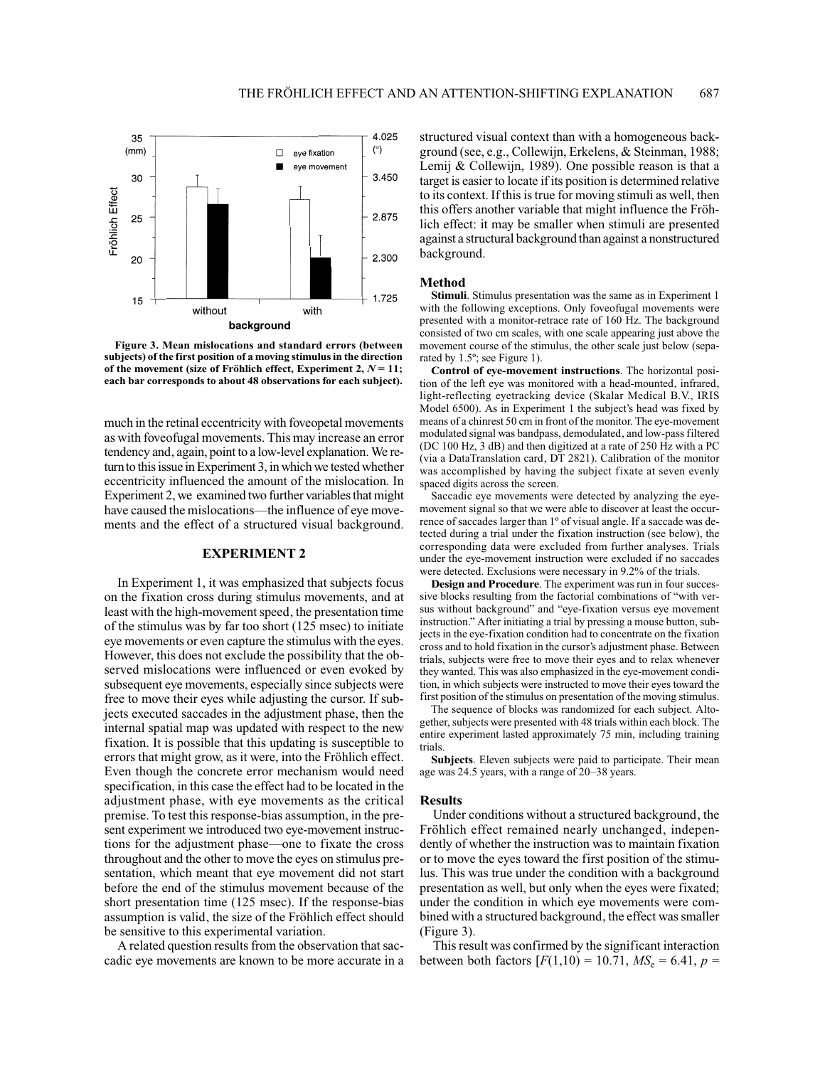Figure 3. Mean mislocations and standard errors (between subjects) of the first position of a moving stimulus in the direction of the movement (size of Fröhlich effect, Experiment 2, $N = 11$; each bar corresponds to about 48 observations for each subject).

much in the retinal eccentricity with foveopetal movements as with foveofugal movements. This may increase an error tendency and, again, point to a low-level explanation. We return to this issue in Experiment 3, in which we tested whether eccentricity influenced the amount of the mislocation. In Experiment 2, we examined two further variables that might have caused the mislocations—the influence of eye movements and the effect of a structured visual background.

## EXPERIMENT 2

In Experiment 1, it was emphasized that subjects focus on the fixation cross during stimulus movements, and at least with the high-movement speed, the presentation time of the stimulus was by far too short (125 msec) to initiate eye movements or even capture the stimulus with the eyes. However, this does not exclude the possibility that the observed mislocations were influenced or even evoked by subsequent eye movements, especially since subjects were free to move their eyes while adjusting the cursor. If subjects executed saccades in the adjustment phase, then the internal spatial map was updated with respect to the new fixation. It is possible that this updating is susceptible to errors that might grow, as it were, into the Fröhlich effect. Even though the concrete error mechanism would need specification, in this case the effect had to be located in the adjustment phase, with eye movements as the critical premise. To test this response-bias assumption, in the present experiment we introduced two eye-movement instructions for the adjustment phase—one to fixate the cross throughout and the other to move the eyes on stimulus presentation, which meant that eye movement did not start before the end of the stimulus movement because of the short presentation time (125 msec). If the response-bias assumption is valid, the size of the Fröhlich effect should be sensitive to this experimental variation.

A related question results from the observation that saccadic eye movements are known to be more accurate in a structured visual context than with a homogeneous background (see, e.g., Collewijn, Erkelens, & Steinman, 1988; Lemij & Collewijn, 1989). One possible reason is that a target is easier to locate if its position is determined relative to its context. If this is true for moving stimuli as well, then this offers another variable that might influence the Fröhlich effect: it may be smaller when stimuli are presented against a structural background than against a nonstructured background.

### Method

**Stimuli**. Stimulus presentation was the same as in Experiment 1 with the following exceptions. Only foveofugal movements were presented with a monitor-retrace rate of 160 Hz. The background consisted of two cm scales, with one scale appearing just above the movement course of the stimulus, the other scale just below (separated by 1.5º; see Figure 1).

**Control of eye-movement instructions**. The horizontal position of the left eye was monitored with a head-mounted, infrared, light-reflecting eyetracking device (Skalar Medical B.V., IRIS Model 6500). As in Experiment 1 the subject's head was fixed by means of a chinrest 50 cm in front of the monitor. The eye-movement modulated signal was bandpass, demodulated, and low-pass filtered (DC 100 Hz, 3 dB) and then digitized at a rate of 250 Hz with a PC (via a DataTranslation card, DT 2821). Calibration of the monitor was accomplished by having the subject fixate at seven evenly spaced digits across the screen.

Saccadic eye movements were detected by analyzing the eye-movement signal so that we were able to discover at least the occurrence of saccades larger than 1º of visual angle. If a saccade was detected during a trial under the fixation instruction (see below), the corresponding data were excluded from further analyses. Trials under the eye-movement instruction were excluded if no saccades were detected. Exclusions were necessary in 9.2% of the trials.

**Design and Procedure**. The experiment was run in four successive blocks resulting from the factorial combinations of "with versus without background" and "eye-fixation versus eye movement instruction." After initiating a trial by pressing a mouse button, subjects in the eye-fixation condition had to concentrate on the fixation cross and to hold fixation in the cursor's adjustment phase. Between trials, subjects were free to move their eyes and to relax whenever they wanted. This was also emphasized in the eye-movement condition, in which subjects were instructed to move their eyes toward the first position of the stimulus on presentation of the moving stimulus.

The sequence of blocks was randomized for each subject. Altogether, subjects were presented with 48 trials within each block. The entire experiment lasted approximately 75 min, including training trials.

**Subjects**. Eleven subjects were paid to participate. Their mean age was 24.5 years, with a range of 20–38 years.

### Results

Under conditions without a structured background, the Fröhlich effect remained nearly unchanged, independently of whether the instruction was to maintain fixation or to move the eyes toward the first position of the stimulus. This was true under the condition with a background presentation as well, but only when the eyes were fixated; under the condition in which eye movements were combined with a structured background, the effect was smaller (Figure 3).

This result was confirmed by the significant interaction between both factors [$F(1,10) = 10.71$, $MS_e = 6.41$, $p =$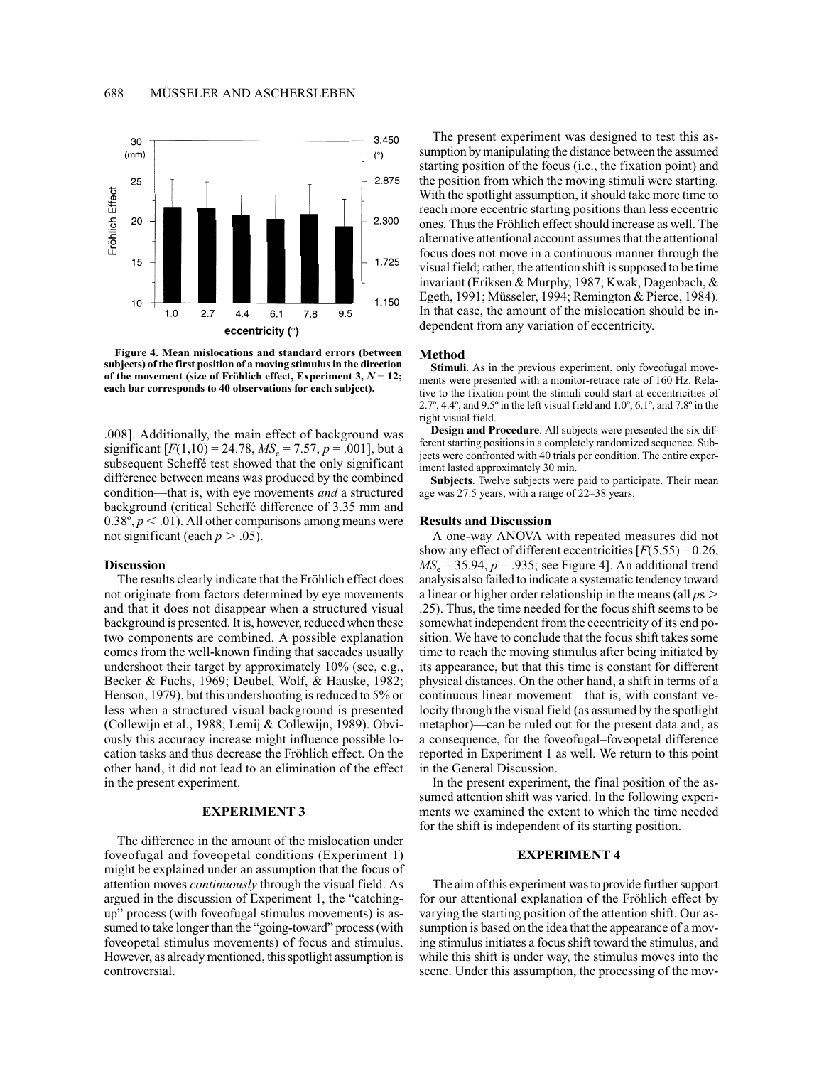Figure 4. Mean mislocations and standard errors (between subjects) of the first position of a moving stimulus in the direction of the movement (size of Fröhlich effect, Experiment 3, $N = 12$; each bar corresponds to 40 observations for each subject).

.008]. Additionally, the main effect of background was significant [$F(1,10) = 24.78$, $MS_e = 7.57$, $p = .001$], but a subsequent Scheffé test showed that the only significant difference between means was produced by the combined condition—that is, with eye movements *and* a structured background (critical Scheffé difference of 3.35 mm and 0.38º, $p < .01$). All other comparisons among means were not significant (each $p > .05$).

### Discussion

The results clearly indicate that the Fröhlich effect does not originate from factors determined by eye movements and that it does not disappear when a structured visual background is presented. It is, however, reduced when these two components are combined. A possible explanation comes from the well-known finding that saccades usually undershoot their target by approximately 10% (see, e.g., Becker & Fuchs, 1969; Deubel, Wolf, & Hauske, 1982; Henson, 1979), but this undershooting is reduced to 5% or less when a structured visual background is presented (Collewijn et al., 1988; Lemij & Collewijn, 1989). Obviously this accuracy increase might influence possible location tasks and thus decrease the Fröhlich effect. On the other hand, it did not lead to an elimination of the effect in the present experiment.

## EXPERIMENT 3

The difference in the amount of the mislocation under foveofugal and foveopetal conditions (Experiment 1) might be explained under an assumption that the focus of attention moves *continuously* through the visual field. As argued in the discussion of Experiment 1, the "catching-up" process (with foveofugal stimulus movements) is assumed to take longer than the "going-toward" process (with foveopetal stimulus movements) of focus and stimulus. However, as already mentioned, this spotlight assumption is controversial.

The present experiment was designed to test this assumption by manipulating the distance between the assumed starting position of the focus (i.e., the fixation point) and the position from which the moving stimuli were starting. With the spotlight assumption, it should take more time to reach more eccentric starting positions than less eccentric ones. Thus the Fröhlich effect should increase as well. The alternative attentional account assumes that the attentional focus does not move in a continuous manner through the visual field; rather, the attention shift is supposed to be time invariant (Eriksen & Murphy, 1987; Kwak, Dagenbach, & Egeth, 1991; Müsseler, 1994; Remington & Pierce, 1984). In that case, the amount of the mislocation should be independent from any variation of eccentricity.

### Method

**Stimuli**. As in the previous experiment, only foveofugal movements were presented with a monitor-retrace rate of 160 Hz. Relative to the fixation point the stimuli could start at eccentricities of 2.7º, 4.4º, and 9.5º in the left visual field and 1.0º, 6.1º, and 7.8º in the right visual field.

**Design and Procedure**. All subjects were presented the six different starting positions in a completely randomized sequence. Subjects were confronted with 40 trials per condition. The entire experiment lasted approximately 30 min.

**Subjects**. Twelve subjects were paid to participate. Their mean age was 27.5 years, with a range of 22–38 years.

### Results and Discussion

A one-way ANOVA with repeated measures did not show any effect of different eccentricities [$F(5,55) = 0.26$, $MS_e = 35.94$, $p = .935$; see Figure 4]. An additional trend analysis also failed to indicate a systematic tendency toward a linear or higher order relationship in the means (all $p$s $> .25$). Thus, the time needed for the focus shift seems to be somewhat independent from the eccentricity of its end position. We have to conclude that the focus shift takes some time to reach the moving stimulus after being initiated by its appearance, but that this time is constant for different physical distances. On the other hand, a shift in terms of a continuous linear movement—that is, with constant velocity through the visual field (as assumed by the spotlight metaphor)—can be ruled out for the present data and, as a consequence, for the foveofugal–foveopetal difference reported in Experiment 1 as well. We return to this point in the General Discussion.

In the present experiment, the final position of the assumed attention shift was varied. In the following experiments we examined the extent to which the time needed for the shift is independent of its starting position.

## EXPERIMENT 4

The aim of this experiment was to provide further support for our attentional explanation of the Fröhlich effect by varying the starting position of the attention shift. Our assumption is based on the idea that the appearance of a moving stimulus initiates a focus shift toward the stimulus, and while this shift is under way, the stimulus moves into the scene. Under this assumption, the processing of the mov-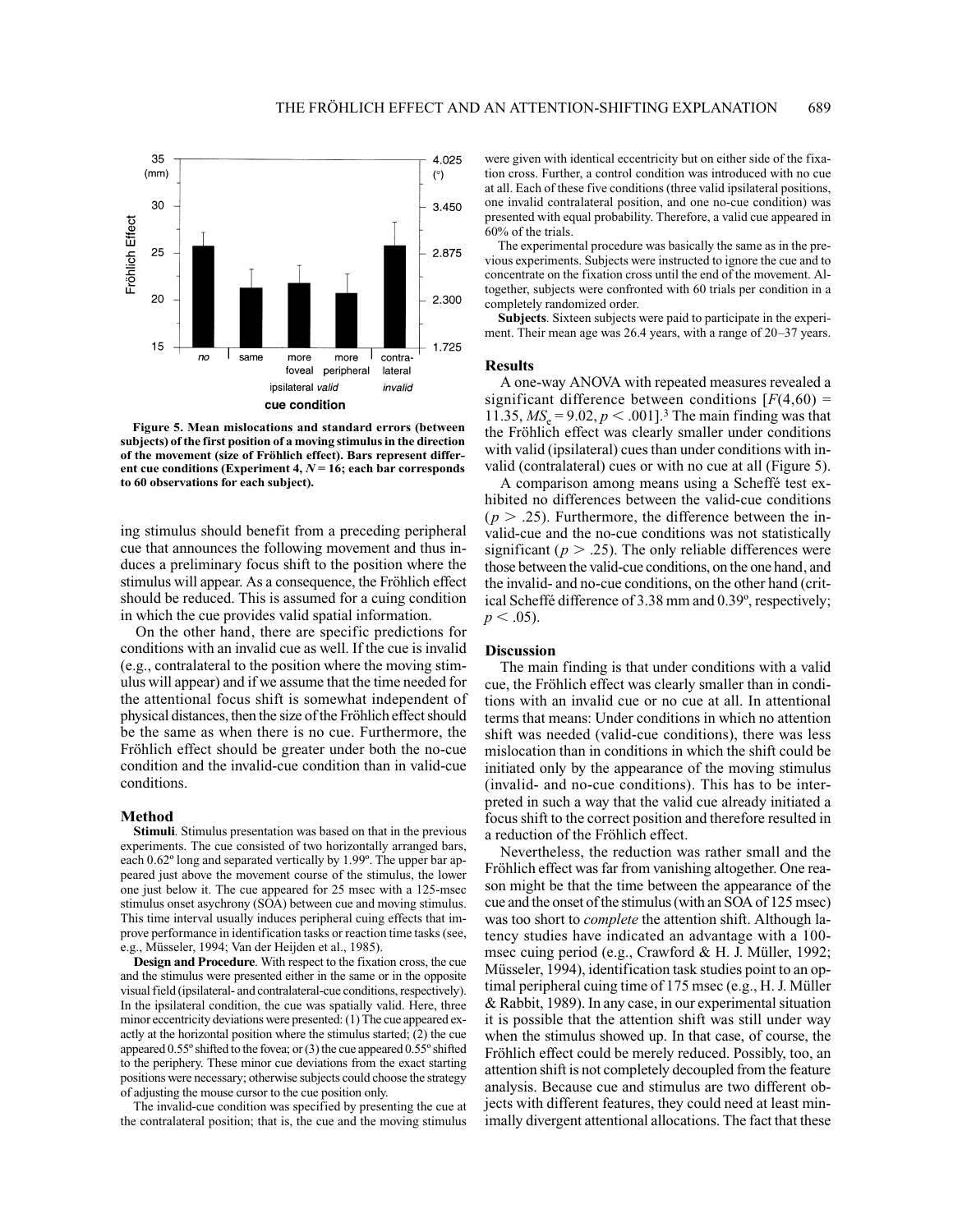Figure 5. Mean mislocations and standard errors (between subjects) of the first position of a moving stimulus in the direction of the movement (size of Fröhlich effect). Bars represent different cue conditions (Experiment 4, $N = 16$; each bar corresponds to 60 observations for each subject).

ing stimulus should benefit from a preceding peripheral cue that announces the following movement and thus induces a preliminary focus shift to the position where the stimulus will appear. As a consequence, the Fröhlich effect should be reduced. This is assumed for a cuing condition in which the cue provides valid spatial information.

On the other hand, there are specific predictions for conditions with an invalid cue as well. If the cue is invalid (e.g., contralateral to the position where the moving stimulus will appear) and if we assume that the time needed for the attentional focus shift is somewhat independent of physical distances, then the size of the Fröhlich effect should be the same as when there is no cue. Furthermore, the Fröhlich effect should be greater under both the no-cue condition and the invalid-cue condition than in valid-cue conditions.

### Method

**Stimuli**. Stimulus presentation was based on that in the previous experiments. The cue consisted of two horizontally arranged bars, each 0.62º long and separated vertically by 1.99º. The upper bar appeared just above the movement course of the stimulus, the lower one just below it. The cue appeared for 25 msec with a 125-msec stimulus onset asynchrony (SOA) between cue and moving stimulus. This time interval usually induces peripheral cuing effects that improve performance in identification tasks or reaction time tasks (see, e.g., Müsseler, 1994; Van der Heijden et al., 1985).

**Design and Procedure**. With respect to the fixation cross, the cue and the stimulus were presented either in the same or in the opposite visual field (ipsilateral- and contralateral-cue conditions, respectively). In the ipsilateral condition, the cue was spatially valid. Here, three minor eccentricity deviations were presented: (1) The cue appeared exactly at the horizontal position where the stimulus started; (2) the cue appeared 0.55º shifted to the fovea; or (3) the cue appeared 0.55º shifted to the periphery. These minor cue deviations from the exact starting positions were necessary; otherwise subjects could choose the strategy of adjusting the mouse cursor to the cue position only.

The invalid-cue condition was specified by presenting the cue at the contralateral position; that is, the cue and the moving stimulus were given with identical eccentricity but on either side of the fixation cross. Further, a control condition was introduced with no cue at all. Each of these five conditions (three valid ipsilateral positions, one invalid contralateral position, and one no-cue condition) was presented with equal probability. Therefore, a valid cue appeared in 60% of the trials.

The experimental procedure was basically the same as in the previous experiments. Subjects were instructed to ignore the cue and to concentrate on the fixation cross until the end of the movement. Altogether, subjects were confronted with 60 trials per condition in a completely randomized order.

**Subjects**. Sixteen subjects were paid to participate in the experiment. Their mean age was 26.4 years, with a range of 20–37 years.

### Results

A one-way ANOVA with repeated measures revealed a significant difference between conditions [$F(4,60) = 11.35$, $MS_e = 9.02$, $p < .001$].[3] The main finding was that the Fröhlich effect was clearly smaller under conditions with valid (ipsilateral) cues than under conditions with invalid (contralateral) cues or with no cue at all (Figure 5).

A comparison among means using a Scheffé test exhibited no differences between the valid-cue conditions ($p > .25$). Furthermore, the difference between the invalid-cue and the no-cue conditions was not statistically significant ($p > .25$). The only reliable differences were those between the valid-cue conditions, on the one hand, and the invalid- and no-cue conditions, on the other hand (critical Scheffé difference of 3.38 mm and 0.39º, respectively; $p < .05$).

### Discussion

The main finding is that under conditions with a valid cue, the Fröhlich effect was clearly smaller than in conditions with an invalid cue or no cue at all. In attentional terms that means: Under conditions in which no attention shift was needed (valid-cue conditions), there was less mislocation than in conditions in which the shift could be initiated only by the appearance of the moving stimulus (invalid- and no-cue conditions). This has to be interpreted in such a way that the valid cue already initiated a focus shift to the correct position and therefore resulted in a reduction of the Fröhlich effect.

Nevertheless, the reduction was rather small and the Fröhlich effect was far from vanishing altogether. One reason might be that the time between the appearance of the cue and the onset of the stimulus (with an SOA of 125 msec) was too short to *complete* the attention shift. Although latency studies have indicated an advantage with a 100-msec cuing period (e.g., Crawford & H. J. Müller, 1992; Müsseler, 1994), identification task studies point to an optimal peripheral cuing time of 175 msec (e.g., H. J. Müller & Rabbit, 1989). In any case, in our experimental situation it is possible that the attention shift was still under way when the stimulus showed up. In that case, of course, the Fröhlich effect could be merely reduced. Possibly, too, an attention shift is not completely decoupled from the feature analysis. Because cue and stimulus are two different objects with different features, they could need at least minimally divergent attentional allocations. The fact that these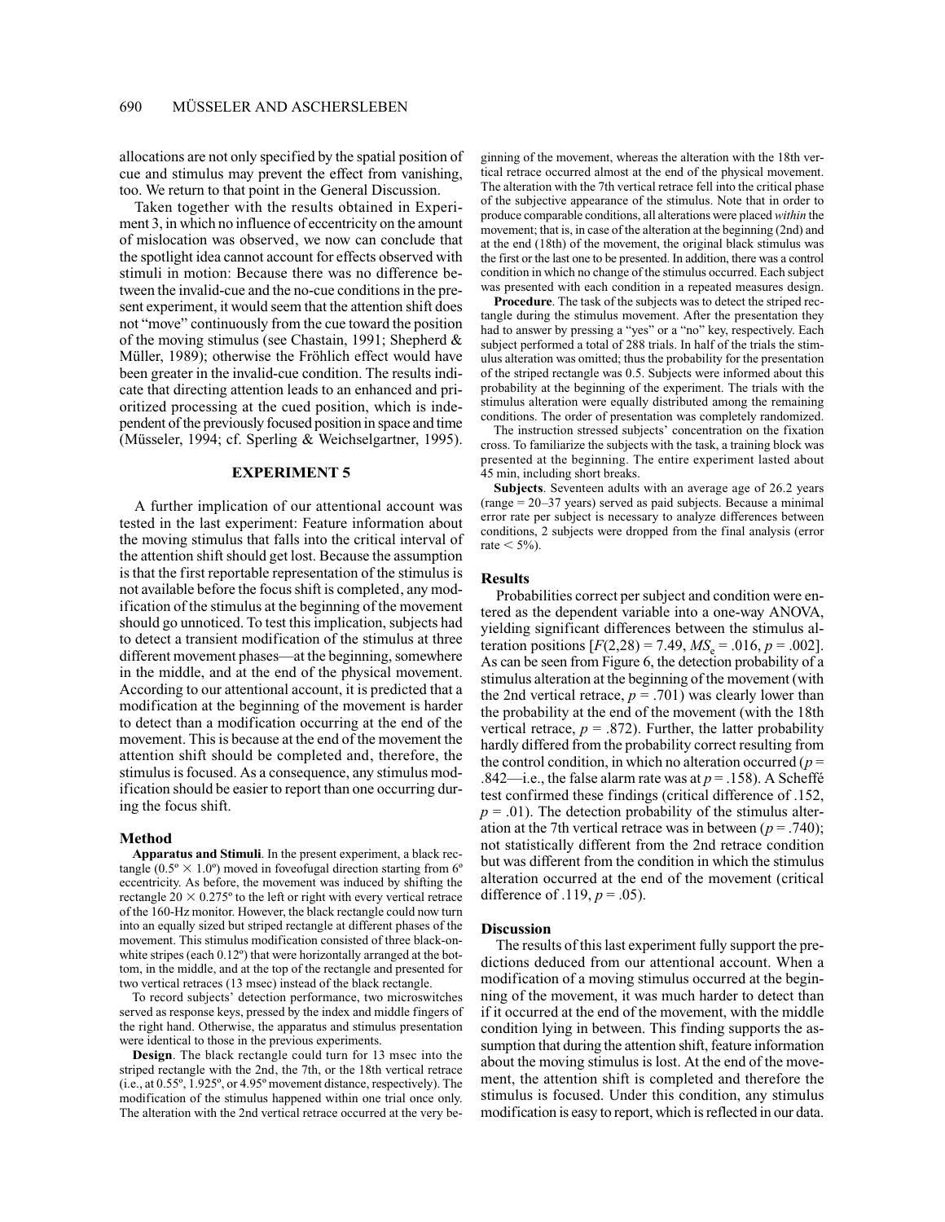allocations are not only specified by the spatial position of cue and stimulus may prevent the effect from vanishing, too. We return to that point in the General Discussion.

Taken together with the results obtained in Experiment 3, in which no influence of eccentricity on the amount of mislocation was observed, we now can conclude that the spotlight idea cannot account for effects observed with stimuli in motion: Because there was no difference between the invalid-cue and the no-cue conditions in the present experiment, it would seem that the attention shift does not "move" continuously from the cue toward the position of the moving stimulus (see Chastain, 1991; Shepherd & Müller, 1989); otherwise the Fröhlich effect would have been greater in the invalid-cue condition. The results indicate that directing attention leads to an enhanced and prioritized processing at the cued position, which is independent of the previously focused position in space and time (Müsseler, 1994; cf. Sperling & Weichselgartner, 1995).

## EXPERIMENT 5

A further implication of our attentional account was tested in the last experiment: Feature information about the moving stimulus that falls into the critical interval of the attention shift should get lost. Because the assumption is that the first reportable representation of the stimulus is not available before the focus shift is completed, any modification of the stimulus at the beginning of the movement should go unnoticed. To test this implication, subjects had to detect a transient modification of the stimulus at three different movement phases—at the beginning, somewhere in the middle, and at the end of the physical movement. According to our attentional account, it is predicted that a modification at the beginning of the movement is harder to detect than a modification occurring at the end of the movement. This is because at the end of the movement the attention shift should be completed and, therefore, the stimulus is focused. As a consequence, any stimulus modification should be easier to report than one occurring during the focus shift.

### Method

**Apparatus and Stimuli**. In the present experiment, a black rectangle (0.5º × 1.0º) moved in foveofugal direction starting from 6º eccentricity. As before, the movement was induced by shifting the rectangle 20 × 0.275º to the left or right with every vertical retrace of the 160-Hz monitor. However, the black rectangle could now turn into an equally sized but striped rectangle at different phases of the movement. This stimulus modification consisted of three black-on-white stripes (each 0.12º) that were horizontally arranged at the bottom, in the middle, and at the top of the rectangle and presented for two vertical retraces (13 msec) instead of the black rectangle.

To record subjects' detection performance, two microswitches served as response keys, pressed by the index and middle fingers of the right hand. Otherwise, the apparatus and stimulus presentation were identical to those in the previous experiments.

**Design**. The black rectangle could turn for 13 msec into the striped rectangle with the 2nd, the 7th, or the 18th vertical retrace (i.e., at 0.55º, 1.925º, or 4.95º movement distance, respectively). The modification of the stimulus happened within one trial once only. The alteration with the 2nd vertical retrace occurred at the very beginning of the movement, whereas the alteration with the 18th vertical retrace occurred almost at the end of the physical movement. The alteration with the 7th vertical retrace fell into the critical phase of the subjective appearance of the stimulus. Note that in order to produce comparable conditions, all alterations were placed *within* the movement; that is, in case of the alteration at the beginning (2nd) and at the end (18th) of the movement, the original black stimulus was the first or the last one to be presented. In addition, there was a control condition in which no change of the stimulus occurred. Each subject was presented with each condition in a repeated measures design.

**Procedure**. The task of the subjects was to detect the striped rectangle during the stimulus movement. After the presentation they had to answer by pressing a "yes" or a "no" key, respectively. Each subject performed a total of 288 trials. In half of the trials the stimulus alteration was omitted; thus the probability for the presentation of the striped rectangle was 0.5. Subjects were informed about this probability at the beginning of the experiment. The trials with the stimulus alteration were equally distributed among the remaining conditions. The order of presentation was completely randomized.

The instruction stressed subjects' concentration on the fixation cross. To familiarize the subjects with the task, a training block was presented at the beginning. The entire experiment lasted about 45 min, including short breaks.

**Subjects**. Seventeen adults with an average age of 26.2 years (range = 20–37 years) served as paid subjects. Because a minimal error rate per subject is necessary to analyze differences between conditions, 2 subjects were dropped from the final analysis (error rate < 5%).

### Results

Probabilities correct per subject and condition were entered as the dependent variable into a one-way ANOVA, yielding significant differences between the stimulus alteration positions [$F(2,28) = 7.49$, $MS_e = .016$, $p = .002$]. As can be seen from Figure 6, the detection probability of a stimulus alteration at the beginning of the movement (with the 2nd vertical retrace, $p = .701$) was clearly lower than the probability at the end of the movement (with the 18th vertical retrace, $p = .872$). Further, the latter probability hardly differed from the probability correct resulting from the control condition, in which no alteration occurred ($p = .842$—i.e., the false alarm rate was at $p = .158$). A Scheffé test confirmed these findings (critical difference of .152, $p = .01$). The detection probability of the stimulus alteration at the 7th vertical retrace was in between ($p = .740$); not statistically different from the 2nd retrace condition but was different from the condition in which the stimulus alteration occurred at the end of the movement (critical difference of .119, $p = .05$).

### Discussion

The results of this last experiment fully support the predictions deduced from our attentional account. When a modification of a moving stimulus occurred at the beginning of the movement, it was much harder to detect than if it occurred at the end of the movement, with the middle condition lying in between. This finding supports the assumption that during the attention shift, feature information about the moving stimulus is lost. At the end of the movement, the attention shift is completed and therefore the stimulus is focused. Under this condition, any stimulus modification is easy to report, which is reflected in our data.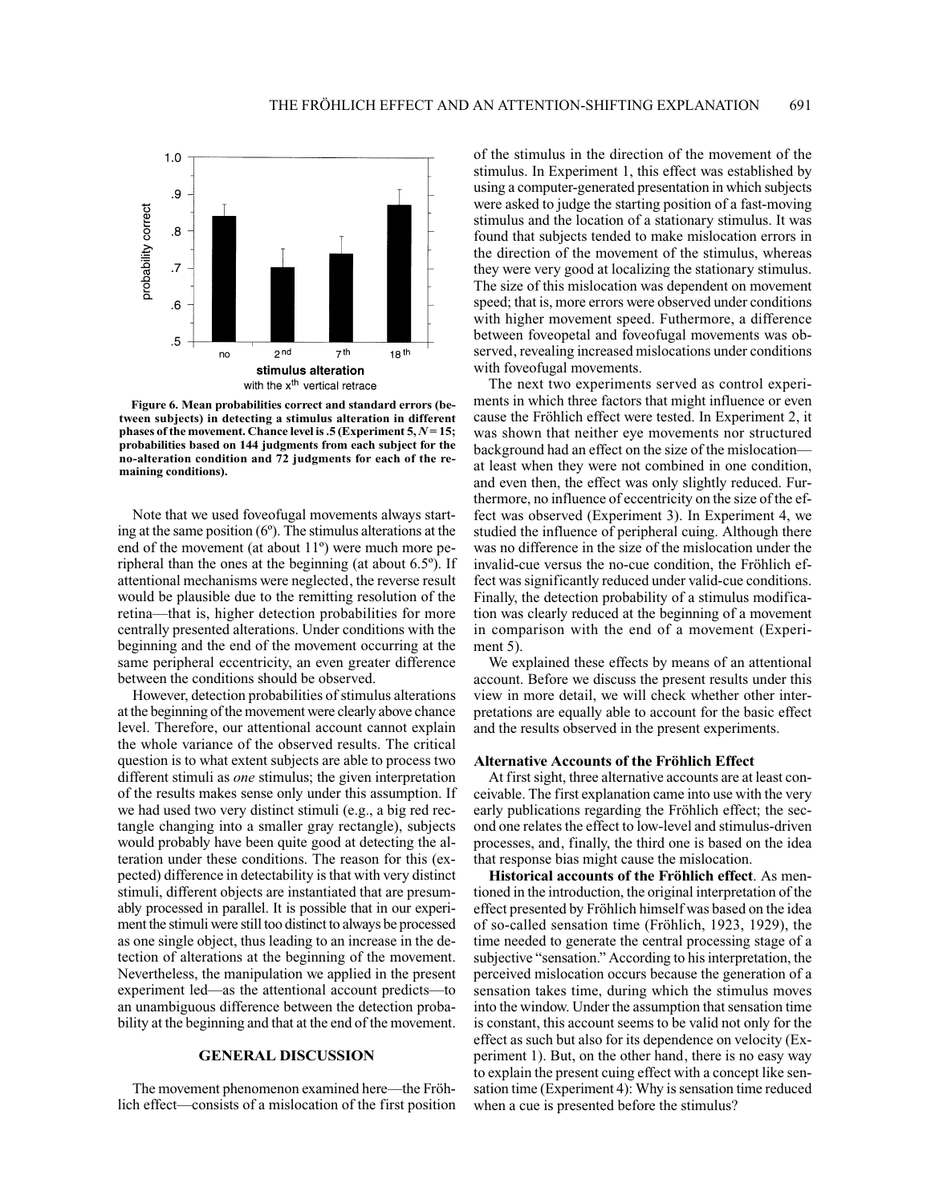**Figure 6. Mean probabilities correct and standard errors (between subjects) in detecting a stimulus alteration in different phases of the movement. Chance level is .5 (Experiment 5, $N = 15$; probabilities based on 144 judgments from each subject for the no-alteration condition and 72 judgments for each of the remaining conditions).**

Note that we used foveofugal movements always starting at the same position (6º). The stimulus alterations at the end of the movement (at about 11º) were much more peripheral than the ones at the beginning (at about 6.5º). If attentional mechanisms were neglected, the reverse result would be plausible due to the remitting resolution of the retina—that is, higher detection probabilities for more centrally presented alterations. Under conditions with the beginning and the end of the movement occurring at the same peripheral eccentricity, an even greater difference between the conditions should be observed.

However, detection probabilities of stimulus alterations at the beginning of the movement were clearly above chance level. Therefore, our attentional account cannot explain the whole variance of the observed results. The critical question is to what extent subjects are able to process two different stimuli as *one* stimulus; the given interpretation of the results makes sense only under this assumption. If we had used two very distinct stimuli (e.g., a big red rectangle changing into a smaller gray rectangle), subjects would probably have been quite good at detecting the alteration under these conditions. The reason for this (expected) difference in detectability is that with very distinct stimuli, different objects are instantiated that are presumably processed in parallel. It is possible that in our experiment the stimuli were still too distinct to always be processed as one single object, thus leading to an increase in the detection of alterations at the beginning of the movement. Nevertheless, the manipulation we applied in the present experiment led—as the attentional account predicts—to an unambiguous difference between the detection probability at the beginning and that at the end of the movement.

## GENERAL DISCUSSION

The movement phenomenon examined here—the Fröhlich effect—consists of a mislocation of the first position of the stimulus in the direction of the movement of the stimulus. In Experiment 1, this effect was established by using a computer-generated presentation in which subjects were asked to judge the starting position of a fast-moving stimulus and the location of a stationary stimulus. It was found that subjects tended to make mislocation errors in the direction of the movement of the stimulus, whereas they were very good at localizing the stationary stimulus. The size of this mislocation was dependent on movement speed; that is, more errors were observed under conditions with higher movement speed. Futhermore, a difference between foveopetal and foveofugal movements was observed, revealing increased mislocations under conditions with foveofugal movements.

The next two experiments served as control experiments in which three factors that might influence or even cause the Fröhlich effect were tested. In Experiment 2, it was shown that neither eye movements nor structured background had an effect on the size of the mislocation—at least when they were not combined in one condition, and even then, the effect was only slightly reduced. Furthermore, no influence of eccentricity on the size of the effect was observed (Experiment 3). In Experiment 4, we studied the influence of peripheral cuing. Although there was no difference in the size of the mislocation under the invalid-cue versus the no-cue condition, the Fröhlich effect was significantly reduced under valid-cue conditions. Finally, the detection probability of a stimulus modification was clearly reduced at the beginning of a movement in comparison with the end of a movement (Experiment 5).

We explained these effects by means of an attentional account. Before we discuss the present results under this view in more detail, we will check whether other interpretations are equally able to account for the basic effect and the results observed in the present experiments.

### Alternative Accounts of the Fröhlich Effect

At first sight, three alternative accounts are at least conceivable. The first explanation came into use with the very early publications regarding the Fröhlich effect; the second one relates the effect to low-level and stimulus-driven processes, and, finally, the third one is based on the idea that response bias might cause the mislocation.

**Historical accounts of the Fröhlich effect**. As mentioned in the introduction, the original interpretation of the effect presented by Fröhlich himself was based on the idea of so-called sensation time (Fröhlich, 1923, 1929), the time needed to generate the central processing stage of a subjective "sensation." According to his interpretation, the perceived mislocation occurs because the generation of a sensation takes time, during which the stimulus moves into the window. Under the assumption that sensation time is constant, this account seems to be valid not only for the effect as such but also for its dependence on velocity (Experiment 1). But, on the other hand, there is no easy way to explain the present cuing effect with a concept like sensation time (Experiment 4): Why is sensation time reduced when a cue is presented before the stimulus?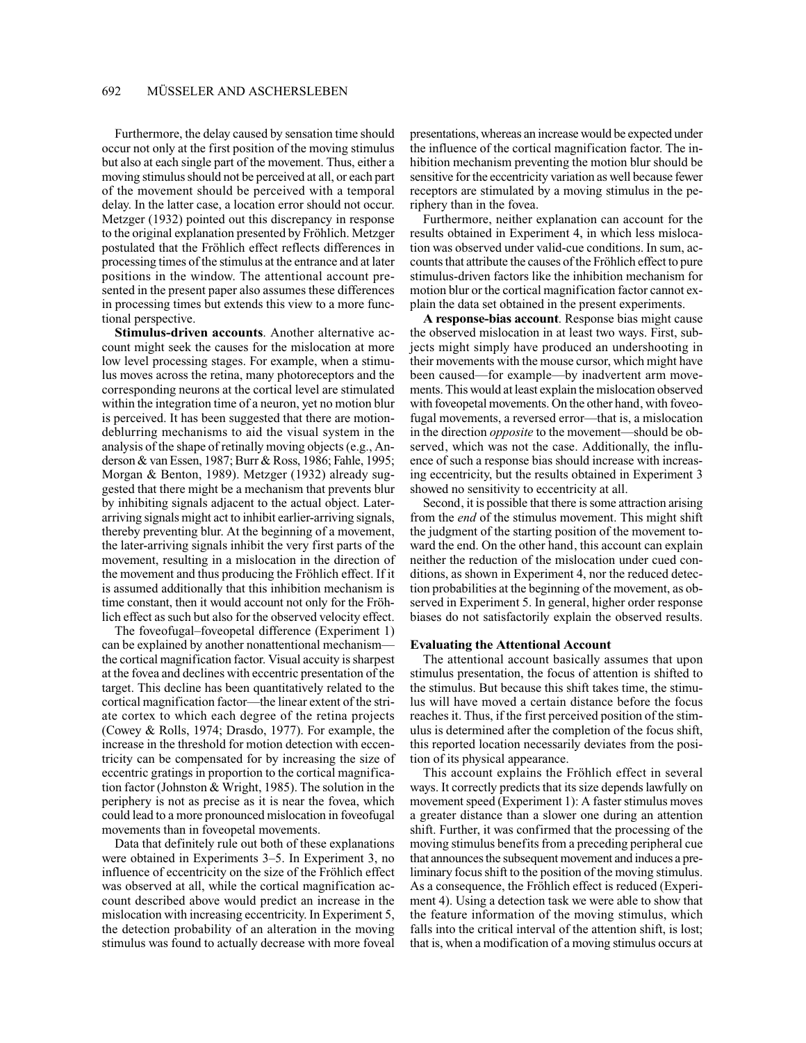Furthermore, the delay caused by sensation time should occur not only at the first position of the moving stimulus but also at each single part of the movement. Thus, either a moving stimulus should not be perceived at all, or each part of the movement should be perceived with a temporal delay. In the latter case, a location error should not occur. Metzger (1932) pointed out this discrepancy in response to the original explanation presented by Fröhlich. Metzger postulated that the Fröhlich effect reflects differences in processing times of the stimulus at the entrance and at later positions in the window. The attentional account presented in the present paper also assumes these differences in processing times but extends this view to a more functional perspective.

**Stimulus-driven accounts**. Another alternative account might seek the causes for the mislocation at more low level processing stages. For example, when a stimulus moves across the retina, many photoreceptors and the corresponding neurons at the cortical level are stimulated within the integration time of a neuron, yet no motion blur is perceived. It has been suggested that there are motion-deblurring mechanisms to aid the visual system in the analysis of the shape of retinally moving objects (e.g., Anderson & van Essen, 1987; Burr & Ross, 1986; Fahle, 1995; Morgan & Benton, 1989). Metzger (1932) already suggested that there might be a mechanism that prevents blur by inhibiting signals adjacent to the actual object. Later-arriving signals might act to inhibit earlier-arriving signals, thereby preventing blur. At the beginning of a movement, the later-arriving signals inhibit the very first parts of the movement, resulting in a mislocation in the direction of the movement and thus producing the Fröhlich effect. If it is assumed additionally that this inhibition mechanism is time constant, then it would account not only for the Fröhlich effect as such but also for the observed velocity effect.

The foveofugal–foveopetal difference (Experiment 1) can be explained by another nonattentional mechanism—the cortical magnification factor. Visual acuity is sharpest at the fovea and declines with eccentric presentation of the target. This decline has been quantitatively related to the cortical magnification factor—the linear extent of the striate cortex to which each degree of the retina projects (Cowey & Rolls, 1974; Drasdo, 1977). For example, the increase in the threshold for motion detection with eccentricity can be compensated for by increasing the size of eccentric gratings in proportion to the cortical magnification factor (Johnston & Wright, 1985). The solution in the periphery is not as precise as it is near the fovea, which could lead to a more pronounced mislocation in foveofugal movements than in foveopetal movements.

Data that definitely rule out both of these explanations were obtained in Experiments 3–5. In Experiment 3, no influence of eccentricity on the size of the Fröhlich effect was observed at all, while the cortical magnification account described above would predict an increase in the mislocation with increasing eccentricity. In Experiment 5, the detection probability of an alteration in the moving stimulus was found to actually decrease with more foveal presentations, whereas an increase would be expected under the influence of the cortical magnification factor. The inhibition mechanism preventing the motion blur should be sensitive for the eccentricity variation as well because fewer receptors are stimulated by a moving stimulus in the periphery than in the fovea.

Furthermore, neither explanation can account for the results obtained in Experiment 4, in which less mislocation was observed under valid-cue conditions. In sum, accounts that attribute the causes of the Fröhlich effect to pure stimulus-driven factors like the inhibition mechanism for motion blur or the cortical magnification factor cannot explain the data set obtained in the present experiments.

**A response-bias account**. Response bias might cause the observed mislocation in at least two ways. First, subjects might simply have produced an undershooting in their movements with the mouse cursor, which might have been caused—for example—by inadvertent arm movements. This would at least explain the mislocation observed with foveopetal movements. On the other hand, with foveofugal movements, a reversed error—that is, a mislocation in the direction *opposite* to the movement—should be observed, which was not the case. Additionally, the influence of such a response bias should increase with increasing eccentricity, but the results obtained in Experiment 3 showed no sensitivity to eccentricity at all.

Second, it is possible that there is some attraction arising from the *end* of the stimulus movement. This might shift the judgment of the starting position of the movement toward the end. On the other hand, this account can explain neither the reduction of the mislocation under cued conditions, as shown in Experiment 4, nor the reduced detection probabilities at the beginning of the movement, as observed in Experiment 5. In general, higher order response biases do not satisfactorily explain the observed results.

### Evaluating the Attentional Account

The attentional account basically assumes that upon stimulus presentation, the focus of attention is shifted to the stimulus. But because this shift takes time, the stimulus will have moved a certain distance before the focus reaches it. Thus, if the first perceived position of the stimulus is determined after the completion of the focus shift, this reported location necessarily deviates from the position of its physical appearance.

This account explains the Fröhlich effect in several ways. It correctly predicts that its size depends lawfully on movement speed (Experiment 1): A faster stimulus moves a greater distance than a slower one during an attention shift. Further, it was confirmed that the processing of the moving stimulus benefits from a preceding peripheral cue that announces the subsequent movement and induces a preliminary focus shift to the position of the moving stimulus. As a consequence, the Fröhlich effect is reduced (Experiment 4). Using a detection task we were able to show that the feature information of the moving stimulus, which falls into the critical interval of the attention shift, is lost; that is, when a modification of a moving stimulus occurs at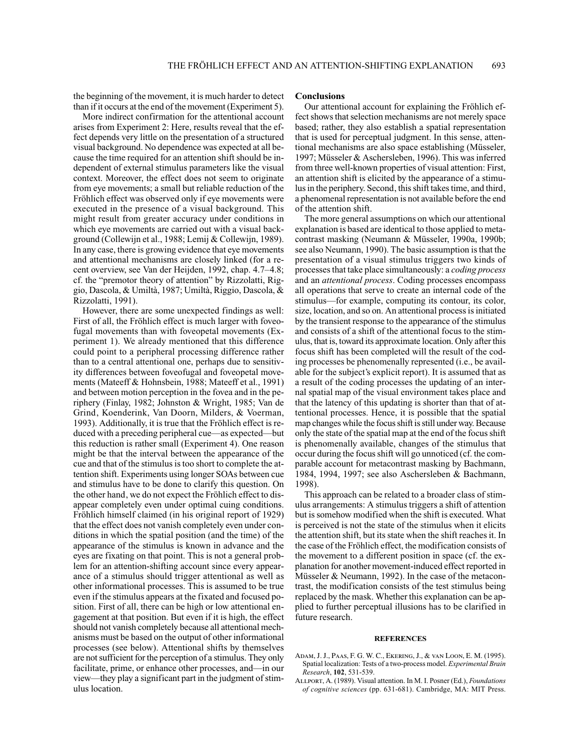the beginning of the movement, it is much harder to detect than if it occurs at the end of the movement (Experiment 5).

More indirect confirmation for the attentional account arises from Experiment 2: Here, results reveal that the effect depends very little on the presentation of a structured visual background. No dependence was expected at all because the time required for an attention shift should be independent of external stimulus parameters like the visual context. Moreover, the effect does not seem to originate from eye movements; a small but reliable reduction of the Fröhlich effect was observed only if eye movements were executed in the presence of a visual background. This might result from greater accuracy under conditions in which eye movements are carried out with a visual background (Collewijn et al., 1988; Lemij & Collewijn, 1989). In any case, there is growing evidence that eye movements and attentional mechanisms are closely linked (for a recent overview, see Van der Heijden, 1992, chap. 4.7–4.8; cf. the "premotor theory of attention" by Rizzolatti, Riggio, Dascola, & Umiltà, 1987; Umiltà, Riggio, Dascola, & Rizzolatti, 1991).

However, there are some unexpected findings as well: First of all, the Fröhlich effect is much larger with foveofugal movements than with foveopetal movements (Experiment 1). We already mentioned that this difference could point to a peripheral processing difference rather than to a central attentional one, perhaps due to sensitivity differences between foveofugal and foveopetal movements (Mateeff & Hohnsbein, 1988; Mateeff et al., 1991) and between motion perception in the fovea and in the periphery (Finlay, 1982; Johnston & Wright, 1985; Van de Grind, Koenderink, Van Doorn, Milders, & Voerman, 1993). Additionally, it is true that the Fröhlich effect is reduced with a preceding peripheral cue—as expected—but this reduction is rather small (Experiment 4). One reason might be that the interval between the appearance of the cue and that of the stimulus is too short to complete the attention shift. Experiments using longer SOAs between cue and stimulus have to be done to clarify this question. On the other hand, we do not expect the Fröhlich effect to disappear completely even under optimal cuing conditions. Fröhlich himself claimed (in his original report of 1929) that the effect does not vanish completely even under conditions in which the spatial position (and the time) of the appearance of the stimulus is known in advance and the eyes are fixating on that point. This is not a general problem for an attention-shifting account since every appearance of a stimulus should trigger attentional as well as other informational processes. This is assumed to be true even if the stimulus appears at the fixated and focused position. First of all, there can be high or low attentional engagement at that position. But even if it is high, the effect should not vanish completely because all attentional mechanisms must be based on the output of other informational processes (see below). Attentional shifts by themselves are not sufficient for the perception of a stimulus. They only facilitate, prime, or enhance other processes, and—in our view—they play a significant part in the judgment of stimulus location.

## Conclusions

Our attentional account for explaining the Fröhlich effect shows that selection mechanisms are not merely space based; rather, they also establish a spatial representation that is used for perceptual judgment. In this sense, attentional mechanisms are also space establishing (Müsseler, 1997; Müsseler & Aschersleben, 1996). This was inferred from three well-known properties of visual attention: First, an attention shift is elicited by the appearance of a stimulus in the periphery. Second, this shift takes time, and third, a phenomenal representation is not available before the end of the attention shift.

The more general assumptions on which our attentional explanation is based are identical to those applied to metacontrast masking (Neumann & Müsseler, 1990a, 1990b; see also Neumann, 1990). The basic assumption is that the presentation of a visual stimulus triggers two kinds of processes that take place simultaneously: a *coding process* and an *attentional process*. Coding processes encompass all operations that serve to create an internal code of the stimulus—for example, computing its contour, its color, size, location, and so on. An attentional process is initiated by the transient response to the appearance of the stimulus and consists of a shift of the attentional focus to the stimulus, that is, toward its approximate location. Only after this focus shift has been completed will the result of the coding processes be phenomenally represented (i.e., be available for the subject's explicit report). It is assumed that as a result of the coding processes the updating of an internal spatial map of the visual environment takes place and that the latency of this updating is shorter than that of attentional processes. Hence, it is possible that the spatial map changes while the focus shift is still under way. Because only the state of the spatial map at the end of the focus shift is phenomenally available, changes of the stimulus that occur during the focus shift will go unnoticed (cf. the comparable account for metacontrast masking by Bachmann, 1984, 1994, 1997; see also Aschersleben & Bachmann, 1998).

This approach can be related to a broader class of stimulus arrangements: A stimulus triggers a shift of attention but is somehow modified when the shift is executed. What is perceived is not the state of the stimulus when it elicits the attention shift, but its state when the shift reaches it. In the case of the Fröhlich effect, the modification consists of the movement to a different position in space (cf. the explanation for another movement-induced effect reported in Müsseler & Neumann, 1992). In the case of the metacontrast, the modification consists of the test stimulus being replaced by the mask. Whether this explanation can be applied to further perceptual illusions has to be clarified in future research.

## REFERENCES

Adam, J. J., Paas, F. G. W. C., Ekering, J., & van Loon, E. M. (1995). Spatial localization: Tests of a two-process model. *Experimental Brain Research*, **102**, 531-539.

Allport, A. (1989). Visual attention. In M. I. Posner (Ed.), *Foundations of cognitive sciences* (pp. 631-681). Cambridge, MA: MIT Press.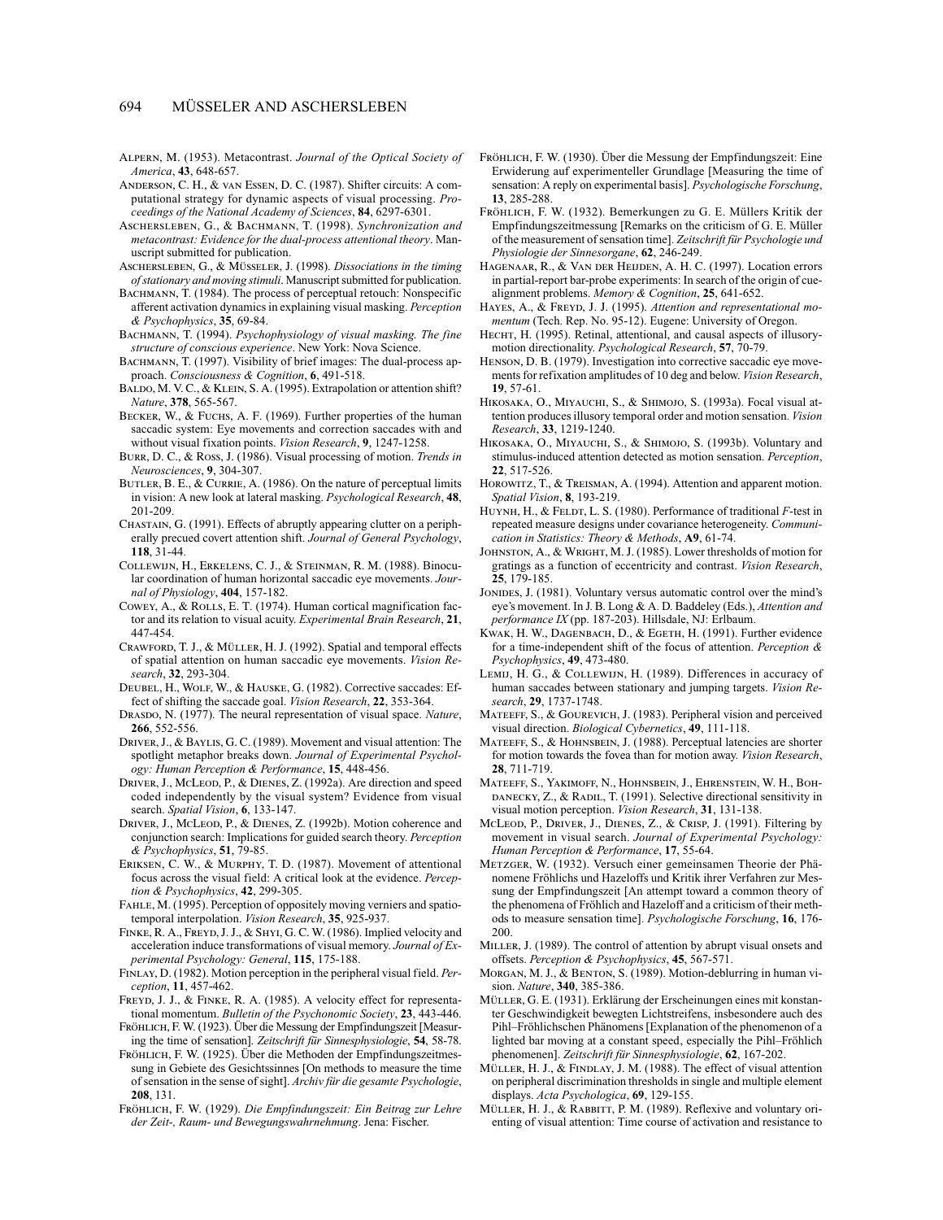Alpern, M. (1953). Metacontrast. *Journal of the Optical Society of America*, **43**, 648-657.

Anderson, C. H., & van Essen, D. C. (1987). Shifter circuits: A computational strategy for dynamic aspects of visual processing. *Proceedings of the National Academy of Sciences*, **84**, 6297-6301.

Aschersleben, G., & Bachmann, T. (1998). *Synchronization and metacontrast: Evidence for the dual-process attentional theory*. Manuscript submitted for publication.

Aschersleben, G., & Müsseler, J. (1998). *Dissociations in the timing of stationary and moving stimuli*. Manuscript submitted for publication.

Bachmann, T. (1984). The process of perceptual retouch: Nonspecific afferent activation dynamics in explaining visual masking. *Perception & Psychophysics*, **35**, 69-84.

Bachmann, T. (1994). *Psychophysiology of visual masking. The fine structure of conscious experience*. New York: Nova Science.

Bachmann, T. (1997). Visibility of brief images: The dual-process approach. *Consciousness & Cognition*, **6**, 491-518.

Baldo, M. V. C., & Klein, S. A. (1995). Extrapolation or attention shift? *Nature*, **378**, 565-567.

Becker, W., & Fuchs, A. F. (1969). Further properties of the human saccadic system: Eye movements and correction saccades with and without visual fixation points. *Vision Research*, **9**, 1247-1258.

Burr, D. C., & Ross, J. (1986). Visual processing of motion. *Trends in Neurosciences*, **9**, 304-307.

Butler, B. E., & Currie, A. (1986). On the nature of perceptual limits in vision: A new look at lateral masking. *Psychological Research*, **48**, 201-209.

Chastain, G. (1991). Effects of abruptly appearing clutter on a peripherally precued covert attention shift. *Journal of General Psychology*, **118**, 31-44.

Collewijn, H., Erkelens, C. J., & Steinman, R. M. (1988). Binocular coordination of human horizontal saccadic eye movements. *Journal of Physiology*, **404**, 157-182.

Cowey, A., & Rolls, E. T. (1974). Human cortical magnification factor and its relation to visual acuity. *Experimental Brain Research*, **21**, 447-454.

Crawford, T. J., & Müller, H. J. (1992). Spatial and temporal effects of spatial attention on human saccadic eye movements. *Vision Research*, **32**, 293-304.

Deubel, H., Wolf, W., & Hauske, G. (1982). Corrective saccades: Effect of shifting the saccade goal. *Vision Research*, **22**, 353-364.

Drasdo, N. (1977). The neural representation of visual space. *Nature*, **266**, 552-556.

Driver, J., & Baylis, G. C. (1989). Movement and visual attention: The spotlight metaphor breaks down. *Journal of Experimental Psychology: Human Perception & Performance*, **15**, 448-456.

Driver, J., McLeod, P., & Dienes, Z. (1992a). Are direction and speed coded independently by the visual system? Evidence from visual search. *Spatial Vision*, **6**, 133-147.

Driver, J., McLeod, P., & Dienes, Z. (1992b). Motion coherence and conjunction search: Implications for guided search theory. *Perception & Psychophysics*, **51**, 79-85.

Eriksen, C. W., & Murphy, T. D. (1987). Movement of attentional focus across the visual field: A critical look at the evidence. *Perception & Psychophysics*, **42**, 299-305.

Fahle, M. (1995). Perception of oppositely moving verniers and spatiotemporal interpolation. *Vision Research*, **35**, 925-937.

Finke, R. A., Freyd, J. J., & Shyi, G. C. W. (1986). Implied velocity and acceleration induce transformations of visual memory. *Journal of Experimental Psychology: General*, **115**, 175-188.

Finlay, D. (1982). Motion perception in the peripheral visual field. *Perception*, **11**, 457-462.

Freyd, J. J., & Finke, R. A. (1985). A velocity effect for representational momentum. *Bulletin of the Psychonomic Society*, **23**, 443-446.

Fröhlich, F. W. (1923). Über die Messung der Empfindungszeit [Measuring the time of sensation]. *Zeitschrift für Sinnesphysiologie*, **54**, 58-78.

Fröhlich, F. W. (1925). Über die Methoden der Empfindungszeitmessung in Gebiete des Gesichtssinnes [On methods to measure the time of sensation in the sense of sight]. *Archiv für die gesamte Psychologie*, **208**, 131.

Fröhlich, F. W. (1929). *Die Empfindungszeit: Ein Beitrag zur Lehre der Zeit-, Raum- und Bewegungswahrnehmung*. Jena: Fischer.

Fröhlich, F. W. (1930). Über die Messung der Empfindungszeit: Eine Erwiderung auf experimenteller Grundlage [Measuring the time of sensation: A reply on experimental basis]. *Psychologische Forschung*, **13**, 285-288.

Fröhlich, F. W. (1932). Bemerkungen zu G. E. Müllers Kritik der Empfindungszeitmessung [Remarks on the criticism of G. E. Müller of the measurement of sensation time]. *Zeitschrift für Psychologie und Physiologie der Sinnesorgane*, **62**, 246-249.

Hagenaar, R., & Van der Heijden, A. H. C. (1997). Location errors in partial-report bar-probe experiments: In search of the origin of cue-alignment problems. *Memory & Cognition*, **25**, 641-652.

Hayes, A., & Freyd, J. J. (1995). *Attention and representational momentum* (Tech. Rep. No. 95-12). Eugene: University of Oregon.

Hecht, H. (1995). Retinal, attentional, and causal aspects of illusory-motion directionality. *Psychological Research*, **57**, 70-79.

Henson, D. B. (1979). Investigation into corrective saccadic eye movements for refixation amplitudes of 10 deg and below. *Vision Research*, **19**, 57-61.

Hikosaka, O., Miyauchi, S., & Shimojo, S. (1993a). Focal visual attention produces illusory temporal order and motion sensation. *Vision Research*, **33**, 1219-1240.

Hikosaka, O., Miyauchi, S., & Shimojo, S. (1993b). Voluntary and stimulus-induced attention detected as motion sensation. *Perception*, **22**, 517-526.

Horowitz, T., & Treisman, A. (1994). Attention and apparent motion. *Spatial Vision*, **8**, 193-219.

Huynh, H., & Feldt, L. S. (1980). Performance of traditional *F*-test in repeated measure designs under covariance heterogeneity. *Communication in Statistics: Theory & Methods*, **A9**, 61-74.

Johnston, A., & Wright, M. J. (1985). Lower thresholds of motion for gratings as a function of eccentricity and contrast. *Vision Research*, **25**, 179-185.

Jonides, J. (1981). Voluntary versus automatic control over the mind's eye's movement. In J. B. Long & A. D. Baddeley (Eds.), *Attention and performance IX* (pp. 187-203). Hillsdale, NJ: Erlbaum.

Kwak, H. W., Dagenbach, D., & Egeth, H. (1991). Further evidence for a time-independent shift of the focus of attention. *Perception & Psychophysics*, **49**, 473-480.

Lemij, H. G., & Collewijn, H. (1989). Differences in accuracy of human saccades between stationary and jumping targets. *Vision Research*, **29**, 1737-1748.

Mateeff, S., & Gourevich, J. (1983). Peripheral vision and perceived visual direction. *Biological Cybernetics*, **49**, 111-118.

Mateeff, S., & Hohnsbein, J. (1988). Perceptual latencies are shorter for motion towards the fovea than for motion away. *Vision Research*, **28**, 711-719.

Mateeff, S., Yakimoff, N., Hohnsbein, J., Ehrenstein, W. H., Bohdanecky, Z., & Radil, T. (1991). Selective directional sensitivity in visual motion perception. *Vision Research*, **31**, 131-138.

McLeod, P., Driver, J., Dienes, Z., & Crisp, J. (1991). Filtering by movement in visual search. *Journal of Experimental Psychology: Human Perception & Performance*, **17**, 55-64.

Metzger, W. (1932). Versuch einer gemeinsamen Theorie der Phänomene Fröhlichs und Hazeloffs und Kritik ihrer Verfahren zur Messung der Empfindungszeit [An attempt toward a common theory of the phenomena of Fröhlich and Hazeloff and a criticism of their methods to measure sensation time]. *Psychologische Forschung*, **16**, 176-200.

Miller, J. (1989). The control of attention by abrupt visual onsets and offsets. *Perception & Psychophysics*, **45**, 567-571.

Morgan, M. J., & Benton, S. (1989). Motion-deblurring in human vision. *Nature*, **340**, 385-386.

Müller, G. E. (1931). Erklärung der Erscheinungen eines mit konstanter Geschwindigkeit bewegten Lichtstreifens, insbesondere auch des Pihl–Fröhlichschen Phänomens [Explanation of the phenomenon of a lighted bar moving at a constant speed, especially the Pihl–Fröhlich phenomenon]. *Zeitschrift für Sinnesphysiologie*, **62**, 167-202.

Müller, H. J., & Findlay, J. M. (1988). The effect of visual attention on peripheral discrimination thresholds in single and multiple element displays. *Acta Psychologica*, **69**, 129-155.

Müller, H. J., & Rabbitt, P. M. (1989). Reflexive and voluntary orienting of visual attention: Time course of activation and resistance to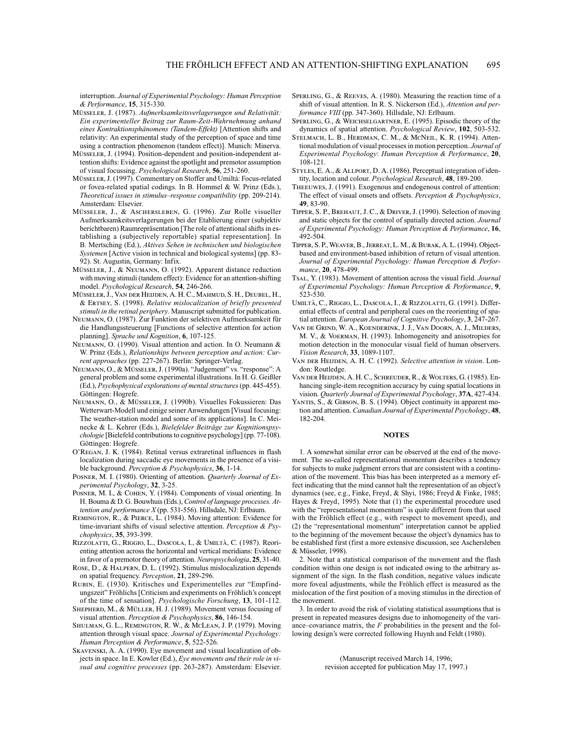interruption. *Journal of Experimental Psychology: Human Perception & Performance*, **15**, 315-330.

Müsseler, J. (1987). *Aufmerksamkeitsverlagerungen und Relativität: Ein experimenteller Beitrag zur Raum-Zeit-Wahrnehmung anhand eines Kontraktionsphänomens (Tandem-Effekt)* [Attention shifts and relativity: An experimental study of the perception of space and time using a contraction phenomenon (tandem effect)]. Munich: Minerva.

Müsseler, J. (1994). Position-dependent and position-independent attention shifts: Evidence against the spotlight and premotor assumption of visual focussing. *Psychological Research*, **56**, 251-260.

Müsseler, J. (1997). Commentary on Stoffer and Umiltà: Focus-related or fovea-related spatial codings. In B. Hommel & W. Prinz (Eds.), *Theoretical issues in stimulus–response compatibility* (pp. 209-214). Amsterdam: Elsevier.

Müsseler, J., & Aschersleben, G. (1996). Zur Rolle visueller Aufmerksamkeitsverlagerungen bei der Etablierung einer (subjektiv berichtbaren) Raumrepräsentation [The role of attentional shifts in establishing a (subjectively reportable) spatial representation]. In B. Mertsching (Ed.), *Aktives Sehen in technischen und biologischen Systemen* [Active vision in technical and biological systems] (pp. 83-92). St. Augustin, Germany: Infix.

Müsseler, J., & Neumann, O. (1992). Apparent distance reduction with moving stimuli (tandem effect): Evidence for an attention-shifting model. *Psychological Research*, **54**, 246-266.

Müsseler, J., Van der Heijden, A. H. C., Mahmud, S. H., Deubel, H., & Ertsey, S. (1998). *Relative mislocalization of briefly presented stimuli in the retinal periphery*. Manuscript submitted for publication.

Neumann, O. (1987). Zur Funktion der selektiven Aufmerksamkeit für die Handlungssteuerung [Functions of selective attention for action planning]. *Sprache und Kognition*, **6**, 107-125.

Neumann, O. (1990). Visual attention and action. In O. Neumann & W. Prinz (Eds.), *Relationships between perception and action: Current approaches* (pp. 227-267). Berlin: Springer-Verlag.

Neumann, O., & Müsseler, J. (1990a). "Judgement" vs. "response": A general problem and some experimental illustrations. In H. G. Geißler (Ed.), *Psychophysical explorations of mental structures* (pp. 445-455). Göttingen: Hogrefe.

Neumann, O., & Müsseler, J. (1990b). Visuelles Fokussieren: Das Wetterwart-Modell und einige seiner Anwendungen [Visual focusing: The weather-station model and some of its applications]. In C. Meinecke & L. Kehrer (Eds.), *Bielefelder Beiträge zur Kognitionspsychologie* [Bielefeld contributions to cognitive psychology] (pp. 77-108). Göttingen: Hogrefe.

O'Regan, J. K. (1984). Retinal versus extraretinal influences in flash localization during saccadic eye movements in the presence of a visible background. *Perception & Psychophysics*, **36**, 1-14.

Posner, M. I. (1980). Orienting of attention. *Quarterly Journal of Experimental Psychology*, **32**, 3-25.

Posner, M. I., & Cohen, Y. (1984). Components of visual orienting. In H. Bouma & D. G. Bouwhuis (Eds.), *Control of language processes. Attention and performance X* (pp. 531-556). Hillsdale, NJ: Erlbaum.

Remington, R., & Pierce, L. (1984). Moving attention: Evidence for time-invariant shifts of visual selective attention. *Perception & Psychophysics*, **35**, 393-399.

Rizzolatti, G., Riggio, L., Dascola, I., & Umiltà, C. (1987). Reorienting attention across the horizontal and vertical meridians: Evidence in favor of a premotor theory of attention. *Neuropsychologia*, **25**, 31-40.

Rose, D., & Halpern, D. L. (1992). Stimulus mislocalization depends on spatial frequency. *Perception*, **21**, 289-296.

Rubin, E. (1930). Kritisches und Experimentelles zur "Empfindungszeit" Fröhlichs [Criticism and experiments on Fröhlich's concept of the time of sensation]. *Psychologische Forschung*, **13**, 101-112.

Shepherd, M., & Müller, H. J. (1989). Movement versus focusing of visual attention. *Perception & Psychophysics*, **86**, 146-154.

Shulman, G. L., Remington, R. W., & McLean, J. P. (1979). Moving attention through visual space. *Journal of Experimental Psychology: Human Perception & Performance*, **5**, 522-526.

Skavenski, A. A. (1990). Eye movement and visual localization of objects in space. In E. Kowler (Ed.), *Eye movements and their role in visual and cognitive processes* (pp. 263-287). Amsterdam: Elsevier.

Sperling, G., & Reeves, A. (1980). Measuring the reaction time of a shift of visual attention. In R. S. Nickerson (Ed.), *Attention and performance VIII* (pp. 347-360). Hillsdale, NJ: Erlbaum.

Sperling, G., & Weichselgartner, E. (1995). Episodic theory of the dynamics of spatial attention. *Psychological Review*, **102**, 503-532.

Stelmach, L. B., Herdman, C. M., & McNeil, K. R. (1994). Attentional modulation of visual processes in motion perception. *Journal of Experimental Psychology: Human Perception & Performance*, **20**, 108-121.

Styles, E. A., & Allport, D. A. (1986). Perceptual integration of identity, location and colour. *Psychological Research*, **48**, 189-200.

Theeuwes, J. (1991). Exogenous and endogenous control of attention: The effect of visual onsets and offsets. *Perception & Psychophysics*, **49**, 83-90.

Tipper, S. P., Brehaut, J. C., & Driver, J. (1990). Selection of moving and static objects for the control of spatially directed action. *Journal of Experimental Psychology: Human Perception & Performance*, **16**, 492-504.

Tipper, S. P., Weaver, B., Jerreat, L. M., & Burak, A. L. (1994). Object-based and environment-based inhibition of return of visual attention. *Journal of Experimental Psychology: Human Perception & Performance*, **20**, 478-499.

Tsal, Y. (1983). Movement of attention across the visual field. *Journal of Experimental Psychology: Human Perception & Performance*, **9**, 523-530.

Umiltà, C., Riggio, L., Dascola, I., & Rizzolatti, G. (1991). Differential effects of central and peripheral cues on the reorienting of spatial attention. *European Journal of Cognitive Psychology*, **3**, 247-267.

Van de Grind, W. A., Koenderink, J. J., Van Doorn, A. J., Milders, M. V., & Voerman, H. (1993). Inhomogeneity and anisotropies for motion detection in the monocular visual field of human observers. *Vision Research*, **33**, 1089-1107.

Van der Heijden, A. H. C. (1992). *Selective attention in vision*. London: Routledge.

Van der Heijden, A. H. C., Schreuder, R., & Wolters, G. (1985). Enhancing single-item recognition accuracy by cuing spatial locations in vision. *Quarterly Journal of Experimental Psychology*, **37A**, 427-434.

Yantis, S., & Gibson, B. S. (1994). Object continuity in apparent motion and attention. *Canadian Journal of Experimental Psychology*, **48**, 182-204.

## NOTES

1. A somewhat similar error can be observed at the end of the movement. The so-called representational momentum describes a tendency for subjects to make judgment errors that are consistent with a continuation of the movement. This bias has been interpreted as a memory effect indicating that the mind cannot halt the representation of an object's dynamics (see, e.g., Finke, Freyd, & Shyi, 1986; Freyd & Finke, 1985; Hayes & Freyd, 1995). Note that (1) the experimental procedure used with the "representational momentum" is quite different from that used with the Fröhlich effect (e.g., with respect to movement speed), and (2) the "representational momentum" interpretation cannot be applied to the beginning of the movement because the object's dynamics has to be established first (first a more extensive discussion, see Aschersleben & Müsseler, 1998).

2. Note that a statistical comparison of the movement and the flash condition within one design is not indicated owing to the arbitrary assignment of the sign. In the flash condition, negative values indicate more foveal adjustments, while the Fröhlich effect is measured as the mislocation of the first position of a moving stimulus in the direction of the movement.

3. In order to avoid the risk of violating statistical assumptions that is present in repeated measures designs due to inhomogeneity of the variance–covariance matrix, the $F$ probabilities in the present and the following design's were corrected following Huynh and Feldt (1980).

(Manuscript received March 14, 1996;
revision accepted for publication May 17, 1997.)